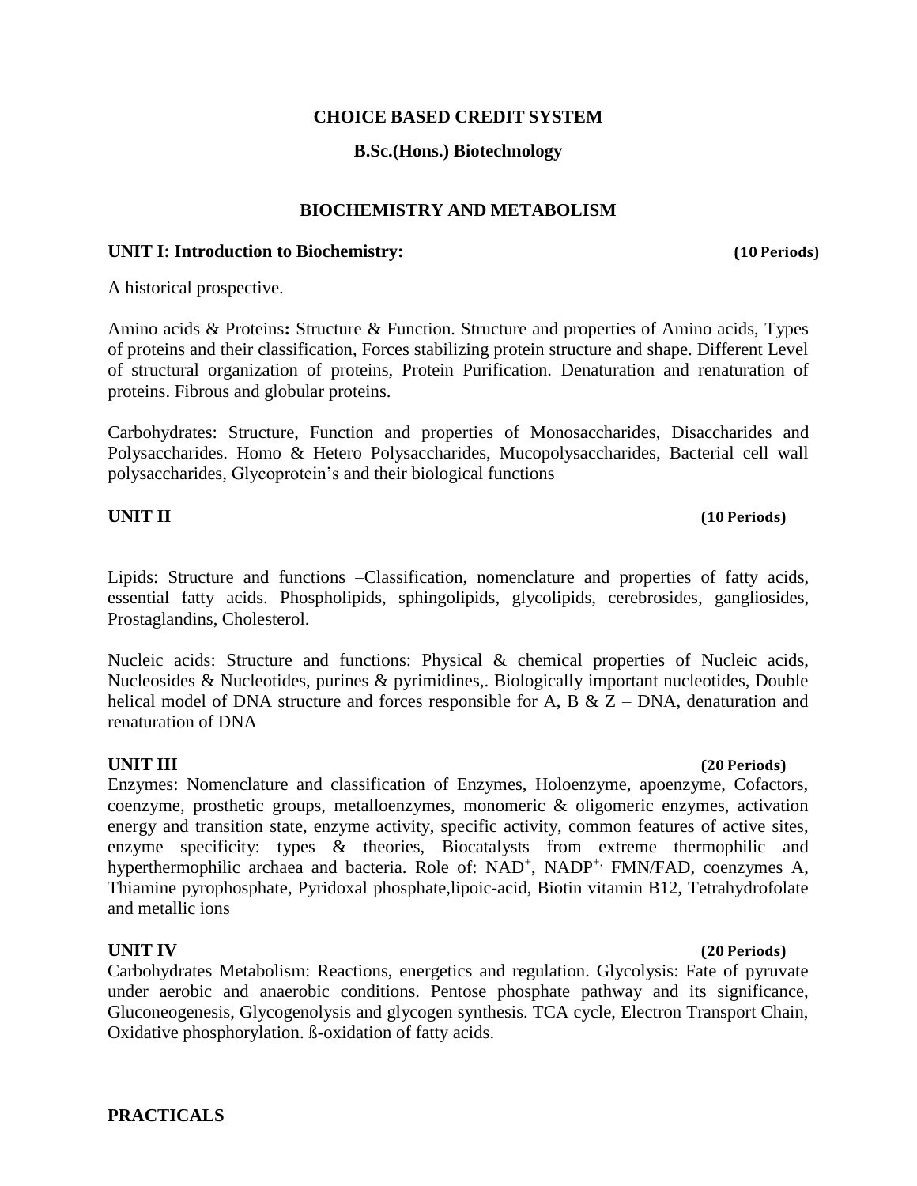**CHOICE BASED CREDIT SYSTEM**

**B.Sc.(Hons.) Biotechnology**

## BIOCHEMISTRY AND METABOLISM

**UNIT I: Introduction to Biochemistry:** **(10 Periods)**

A historical prospective.

Amino acids & Proteins**:** Structure & Function. Structure and properties of Amino acids, Types of proteins and their classification, Forces stabilizing protein structure and shape. Different Level of structural organization of proteins, Protein Purification. Denaturation and renaturation of proteins. Fibrous and globular proteins.

Carbohydrates: Structure, Function and properties of Monosaccharides, Disaccharides and Polysaccharides. Homo & Hetero Polysaccharides, Mucopolysaccharides, Bacterial cell wall polysaccharides, Glycoprotein's and their biological functions

**UNIT II** **(10 Periods)**

Lipids: Structure and functions –Classification, nomenclature and properties of fatty acids, essential fatty acids. Phospholipids, sphingolipids, glycolipids, cerebrosides, gangliosides, Prostaglandins, Cholesterol.

Nucleic acids: Structure and functions: Physical & chemical properties of Nucleic acids, Nucleosides & Nucleotides, purines & pyrimidines,. Biologically important nucleotides, Double helical model of DNA structure and forces responsible for A, B & Z – DNA, denaturation and renaturation of DNA

**UNIT III** **(20 Periods)**

Enzymes: Nomenclature and classification of Enzymes, Holoenzyme, apoenzyme, Cofactors, coenzyme, prosthetic groups, metalloenzymes, monomeric & oligomeric enzymes, activation energy and transition state, enzyme activity, specific activity, common features of active sites, enzyme specificity: types & theories, Biocatalysts from extreme thermophilic and hyperthermophilic archaea and bacteria. Role of: $NAD^+$, $NADP^{+,}$ FMN/FAD, coenzymes A, Thiamine pyrophosphate, Pyridoxal phosphate,lipoic-acid, Biotin vitamin B12, Tetrahydrofolate and metallic ions

**UNIT IV** **(20 Periods)**

Carbohydrates Metabolism: Reactions, energetics and regulation. Glycolysis: Fate of pyruvate under aerobic and anaerobic conditions. Pentose phosphate pathway and its significance, Gluconeogenesis, Glycogenolysis and glycogen synthesis. TCA cycle, Electron Transport Chain, Oxidative phosphorylation. ß-oxidation of fatty acids.

**PRACTICALS**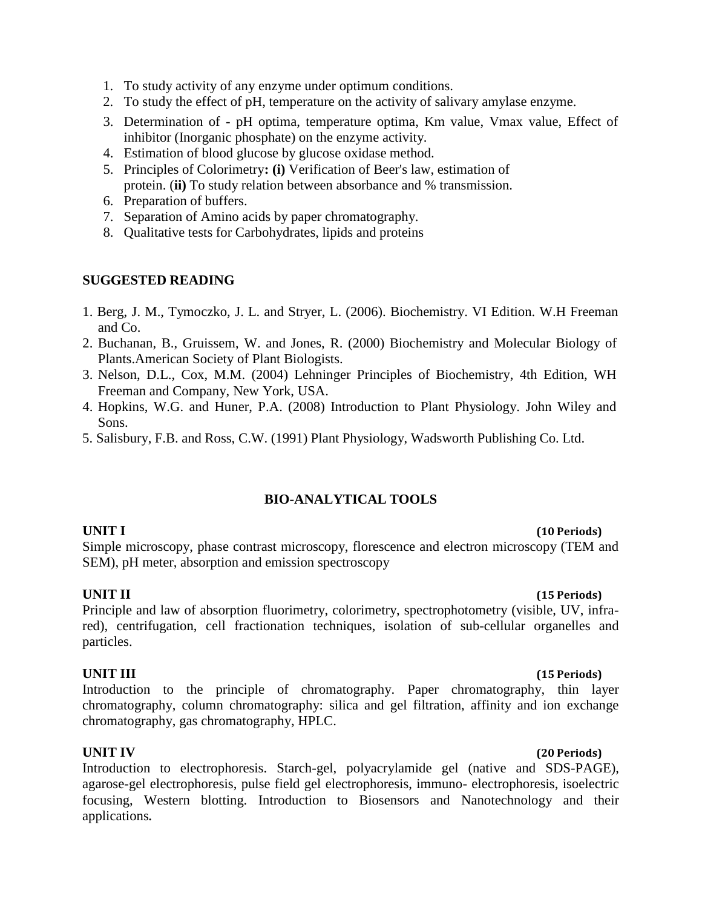1. To study activity of any enzyme under optimum conditions.
2. To study the effect of pH, temperature on the activity of salivary amylase enzyme.
3. Determination of - pH optima, temperature optima, Km value, Vmax value, Effect of inhibitor (Inorganic phosphate) on the enzyme activity.
4. Estimation of blood glucose by glucose oxidase method.
5. Principles of Colorimetry**: (i)** Verification of Beer's law, estimation of protein. (**ii)** To study relation between absorbance and % transmission.
6. Preparation of buffers.
7. Separation of Amino acids by paper chromatography.
8. Qualitative tests for Carbohydrates, lipids and proteins

**SUGGESTED READING**

1. Berg, J. M., Tymoczko, J. L. and Stryer, L. (2006). Biochemistry. VI Edition. W.H Freeman and Co.
2. Buchanan, B., Gruissem, W. and Jones, R. (2000) Biochemistry and Molecular Biology of Plants.American Society of Plant Biologists.
3. Nelson, D.L., Cox, M.M. (2004) Lehninger Principles of Biochemistry, 4th Edition, WH Freeman and Company, New York, USA.
4. Hopkins, W.G. and Huner, P.A. (2008) Introduction to Plant Physiology. John Wiley and Sons.
5. Salisbury, F.B. and Ross, C.W. (1991) Plant Physiology, Wadsworth Publishing Co. Ltd.

## BIO-ANALYTICAL TOOLS

**UNIT I** **(10 Periods)**

Simple microscopy, phase contrast microscopy, florescence and electron microscopy (TEM and SEM), pH meter, absorption and emission spectroscopy

**UNIT II** **(15 Periods)**

Principle and law of absorption fluorimetry, colorimetry, spectrophotometry (visible, UV, infra-red), centrifugation, cell fractionation techniques, isolation of sub-cellular organelles and particles.

**UNIT III** **(15 Periods)**

Introduction to the principle of chromatography. Paper chromatography, thin layer chromatography, column chromatography: silica and gel filtration, affinity and ion exchange chromatography, gas chromatography, HPLC.

**UNIT IV** **(20 Periods)**

Introduction to electrophoresis. Starch-gel, polyacrylamide gel (native and SDS-PAGE), agarose-gel electrophoresis, pulse field gel electrophoresis, immuno- electrophoresis, isoelectric focusing, Western blotting. Introduction to Biosensors and Nanotechnology and their applications.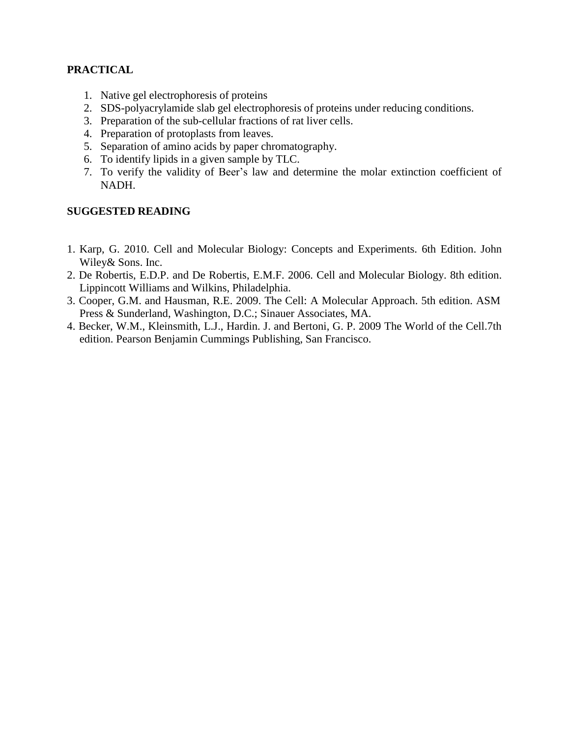**PRACTICAL**

1. Native gel electrophoresis of proteins
2. SDS-polyacrylamide slab gel electrophoresis of proteins under reducing conditions.
3. Preparation of the sub-cellular fractions of rat liver cells.
4. Preparation of protoplasts from leaves.
5. Separation of amino acids by paper chromatography.
6. To identify lipids in a given sample by TLC.
7. To verify the validity of Beer's law and determine the molar extinction coefficient of NADH.

**SUGGESTED READING**

1. Karp, G. 2010. Cell and Molecular Biology: Concepts and Experiments. 6th Edition. John Wiley& Sons. Inc.
2. De Robertis, E.D.P. and De Robertis, E.M.F. 2006. Cell and Molecular Biology. 8th edition. Lippincott Williams and Wilkins, Philadelphia.
3. Cooper, G.M. and Hausman, R.E. 2009. The Cell: A Molecular Approach. 5th edition. ASM Press & Sunderland, Washington, D.C.; Sinauer Associates, MA.
4. Becker, W.M., Kleinsmith, L.J., Hardin. J. and Bertoni, G. P. 2009 The World of the Cell.7th edition. Pearson Benjamin Cummings Publishing, San Francisco.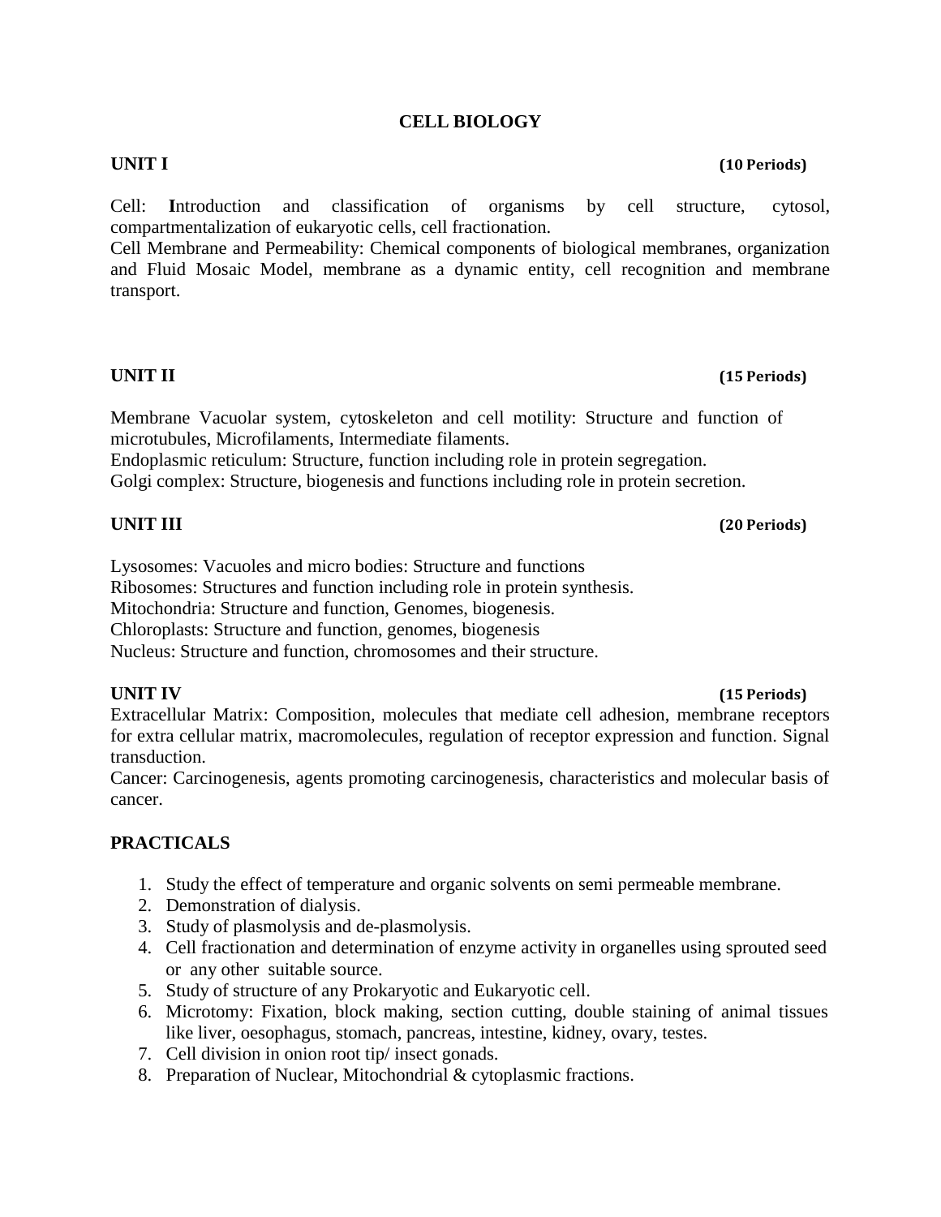# CELL BIOLOGY

**UNIT I** **(10 Periods)**

Cell: **I**ntroduction and classification of organisms by cell structure, cytosol, compartmentalization of eukaryotic cells, cell fractionation.
Cell Membrane and Permeability: Chemical components of biological membranes, organization and Fluid Mosaic Model, membrane as a dynamic entity, cell recognition and membrane transport.

**UNIT II** **(15 Periods)**

Membrane Vacuolar system, cytoskeleton and cell motility: Structure and function of microtubules, Microfilaments, Intermediate filaments.
Endoplasmic reticulum: Structure, function including role in protein segregation.
Golgi complex: Structure, biogenesis and functions including role in protein secretion.

**UNIT III** **(20 Periods)**

Lysosomes: Vacuoles and micro bodies: Structure and functions
Ribosomes: Structures and function including role in protein synthesis.
Mitochondria: Structure and function, Genomes, biogenesis.
Chloroplasts: Structure and function, genomes, biogenesis
Nucleus: Structure and function, chromosomes and their structure.

**UNIT IV** **(15 Periods)**

Extracellular Matrix: Composition, molecules that mediate cell adhesion, membrane receptors for extra cellular matrix, macromolecules, regulation of receptor expression and function. Signal transduction.
Cancer: Carcinogenesis, agents promoting carcinogenesis, characteristics and molecular basis of cancer.

## PRACTICALS

1. Study the effect of temperature and organic solvents on semi permeable membrane.
2. Demonstration of dialysis.
3. Study of plasmolysis and de-plasmolysis.
4. Cell fractionation and determination of enzyme activity in organelles using sprouted seed or any other suitable source.
5. Study of structure of any Prokaryotic and Eukaryotic cell.
6. Microtomy: Fixation, block making, section cutting, double staining of animal tissues like liver, oesophagus, stomach, pancreas, intestine, kidney, ovary, testes.
7. Cell division in onion root tip/ insect gonads.
8. Preparation of Nuclear, Mitochondrial & cytoplasmic fractions.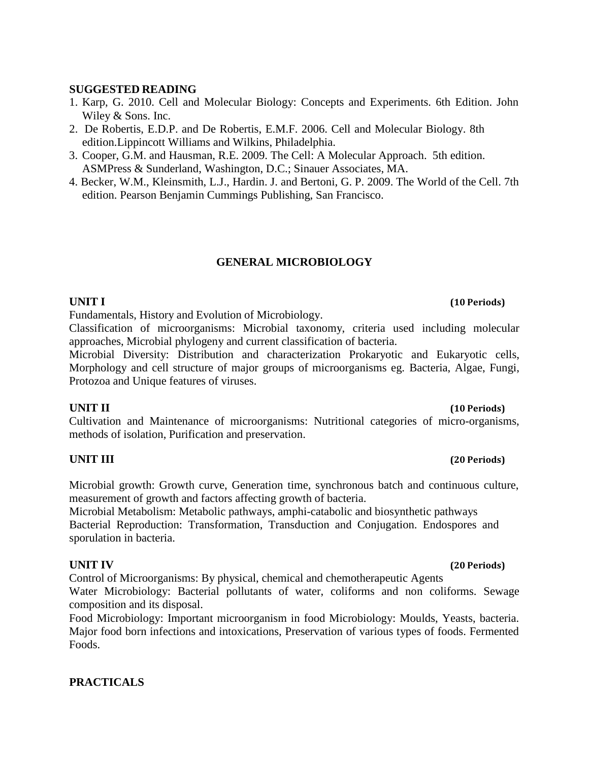**SUGGESTED READING**

1. Karp, G. 2010. Cell and Molecular Biology: Concepts and Experiments. 6th Edition. John Wiley & Sons. Inc.
2. De Robertis, E.D.P. and De Robertis, E.M.F. 2006. Cell and Molecular Biology. 8th edition.Lippincott Williams and Wilkins, Philadelphia.
3. Cooper, G.M. and Hausman, R.E. 2009. The Cell: A Molecular Approach. 5th edition. ASMPress & Sunderland, Washington, D.C.; Sinauer Associates, MA.
4. Becker, W.M., Kleinsmith, L.J., Hardin. J. and Bertoni, G. P. 2009. The World of the Cell. 7th edition. Pearson Benjamin Cummings Publishing, San Francisco.

## GENERAL MICROBIOLOGY

**UNIT I** **(10 Periods)**

Fundamentals, History and Evolution of Microbiology.

Classification of microorganisms: Microbial taxonomy, criteria used including molecular approaches, Microbial phylogeny and current classification of bacteria.

Microbial Diversity: Distribution and characterization Prokaryotic and Eukaryotic cells, Morphology and cell structure of major groups of microorganisms eg. Bacteria, Algae, Fungi, Protozoa and Unique features of viruses.

**UNIT II** **(10 Periods)**

Cultivation and Maintenance of microorganisms: Nutritional categories of micro-organisms, methods of isolation, Purification and preservation.

**UNIT III** **(20 Periods)**

Microbial growth: Growth curve, Generation time, synchronous batch and continuous culture, measurement of growth and factors affecting growth of bacteria.

Microbial Metabolism: Metabolic pathways, amphi-catabolic and biosynthetic pathways

Bacterial Reproduction: Transformation, Transduction and Conjugation. Endospores and sporulation in bacteria.

**UNIT IV** **(20 Periods)**

Control of Microorganisms: By physical, chemical and chemotherapeutic Agents

Water Microbiology: Bacterial pollutants of water, coliforms and non coliforms. Sewage composition and its disposal.

Food Microbiology: Important microorganism in food Microbiology: Moulds, Yeasts, bacteria. Major food born infections and intoxications, Preservation of various types of foods. Fermented Foods.

**PRACTICALS**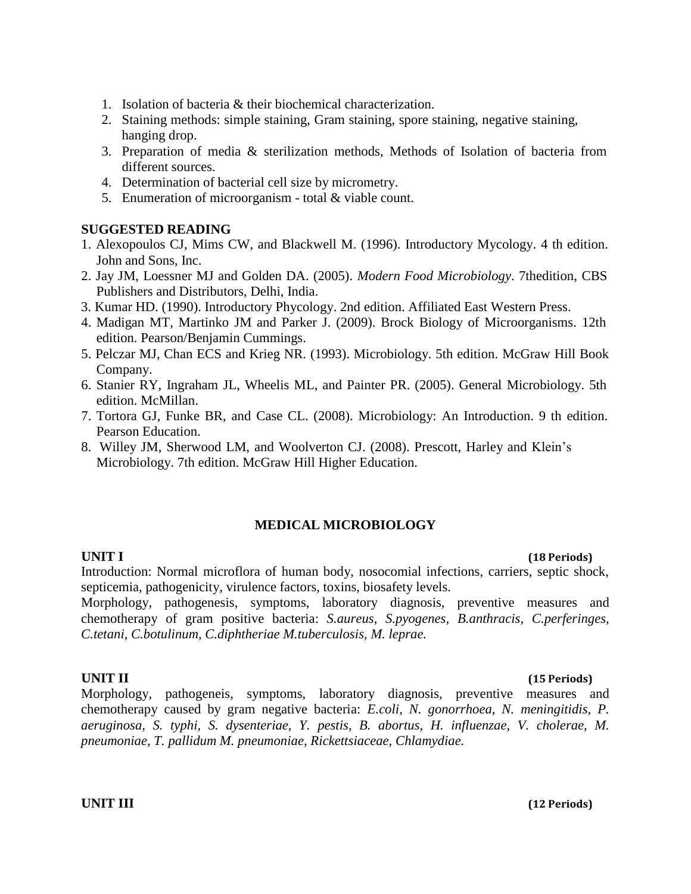1. Isolation of bacteria & their biochemical characterization.
2. Staining methods: simple staining, Gram staining, spore staining, negative staining, hanging drop.
3. Preparation of media & sterilization methods, Methods of Isolation of bacteria from different sources.
4. Determination of bacterial cell size by micrometry.
5. Enumeration of microorganism - total & viable count.

**SUGGESTED READING**

1. Alexopoulos CJ, Mims CW, and Blackwell M. (1996). Introductory Mycology. 4 th edition. John and Sons, Inc.
2. Jay JM, Loessner MJ and Golden DA. (2005). *Modern Food Microbiology*. 7thedition, CBS Publishers and Distributors, Delhi, India.
3. Kumar HD. (1990). Introductory Phycology. 2nd edition. Affiliated East Western Press.
4. Madigan MT, Martinko JM and Parker J. (2009). Brock Biology of Microorganisms. 12th edition. Pearson/Benjamin Cummings.
5. Pelczar MJ, Chan ECS and Krieg NR. (1993). Microbiology. 5th edition. McGraw Hill Book Company.
6. Stanier RY, Ingraham JL, Wheelis ML, and Painter PR. (2005). General Microbiology. 5th edition. McMillan.
7. Tortora GJ, Funke BR, and Case CL. (2008). Microbiology: An Introduction. 9 th edition. Pearson Education.
8. Willey JM, Sherwood LM, and Woolverton CJ. (2008). Prescott, Harley and Klein's Microbiology. 7th edition. McGraw Hill Higher Education.

## MEDICAL MICROBIOLOGY

**UNIT I** **(18 Periods)**

Introduction: Normal microflora of human body, nosocomial infections, carriers, septic shock, septicemia, pathogenicity, virulence factors, toxins, biosafety levels.

Morphology, pathogenesis, symptoms, laboratory diagnosis, preventive measures and chemotherapy of gram positive bacteria: *S.aureus, S.pyogenes, B.anthracis, C.perferinges, C.tetani, C.botulinum, C.diphtheriae M.tuberculosis, M. leprae.*

**UNIT II** **(15 Periods)**

Morphology, pathogeneis, symptoms, laboratory diagnosis, preventive measures and chemotherapy caused by gram negative bacteria: *E.coli, N. gonorrhoea, N. meningitidis, P. aeruginosa, S. typhi, S. dysenteriae, Y. pestis, B. abortus, H. influenzae, V. cholerae, M. pneumoniae, T. pallidum M. pneumoniae, Rickettsiaceae, Chlamydiae.*

**UNIT III** **(12 Periods)**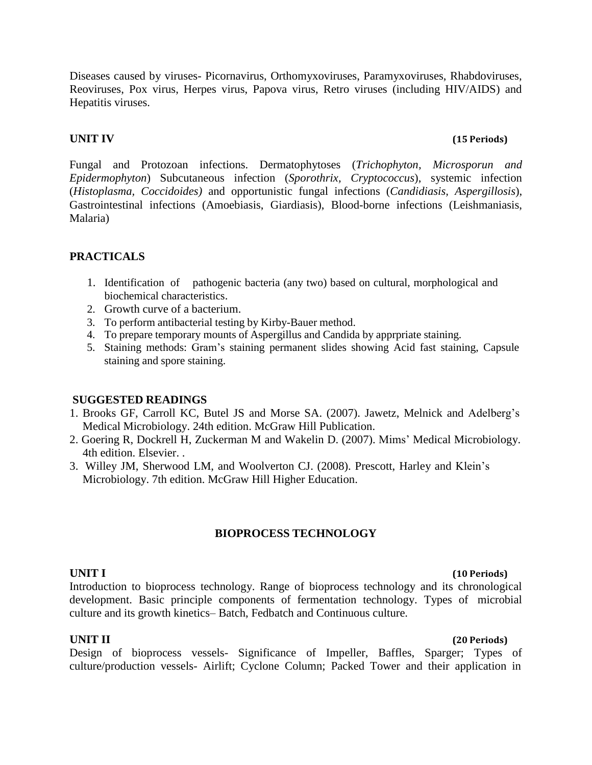Diseases caused by viruses- Picornavirus, Orthomyxoviruses, Paramyxoviruses, Rhabdoviruses, Reoviruses, Pox virus, Herpes virus, Papova virus, Retro viruses (including HIV/AIDS) and Hepatitis viruses.

**UNIT IV** **(15 Periods)**

Fungal and Protozoan infections. Dermatophytoses (*Trichophyton, Microsporun and Epidermophyton*) Subcutaneous infection (*Sporothrix, Cryptococcus*), systemic infection (*Histoplasma, Coccidoides)* and opportunistic fungal infections (*Candidiasis, Aspergillosis*), Gastrointestinal infections (Amoebiasis, Giardiasis), Blood-borne infections (Leishmaniasis, Malaria)

## PRACTICALS

1. Identification of pathogenic bacteria (any two) based on cultural, morphological and biochemical characteristics.
2. Growth curve of a bacterium.
3. To perform antibacterial testing by Kirby-Bauer method.
4. To prepare temporary mounts of Aspergillus and Candida by apprpriate staining.
5. Staining methods: Gram's staining permanent slides showing Acid fast staining, Capsule staining and spore staining.

## SUGGESTED READINGS

1. Brooks GF, Carroll KC, Butel JS and Morse SA. (2007). Jawetz, Melnick and Adelberg's Medical Microbiology. 24th edition. McGraw Hill Publication.
2. Goering R, Dockrell H, Zuckerman M and Wakelin D. (2007). Mims' Medical Microbiology. 4th edition. Elsevier. .
3. Willey JM, Sherwood LM, and Woolverton CJ. (2008). Prescott, Harley and Klein's Microbiology. 7th edition. McGraw Hill Higher Education.

# BIOPROCESS TECHNOLOGY

**UNIT I** **(10 Periods)**

Introduction to bioprocess technology. Range of bioprocess technology and its chronological development. Basic principle components of fermentation technology. Types of microbial culture and its growth kinetics– Batch, Fedbatch and Continuous culture.

**UNIT II** **(20 Periods)**

Design of bioprocess vessels- Significance of Impeller, Baffles, Sparger; Types of culture/production vessels- Airlift; Cyclone Column; Packed Tower and their application in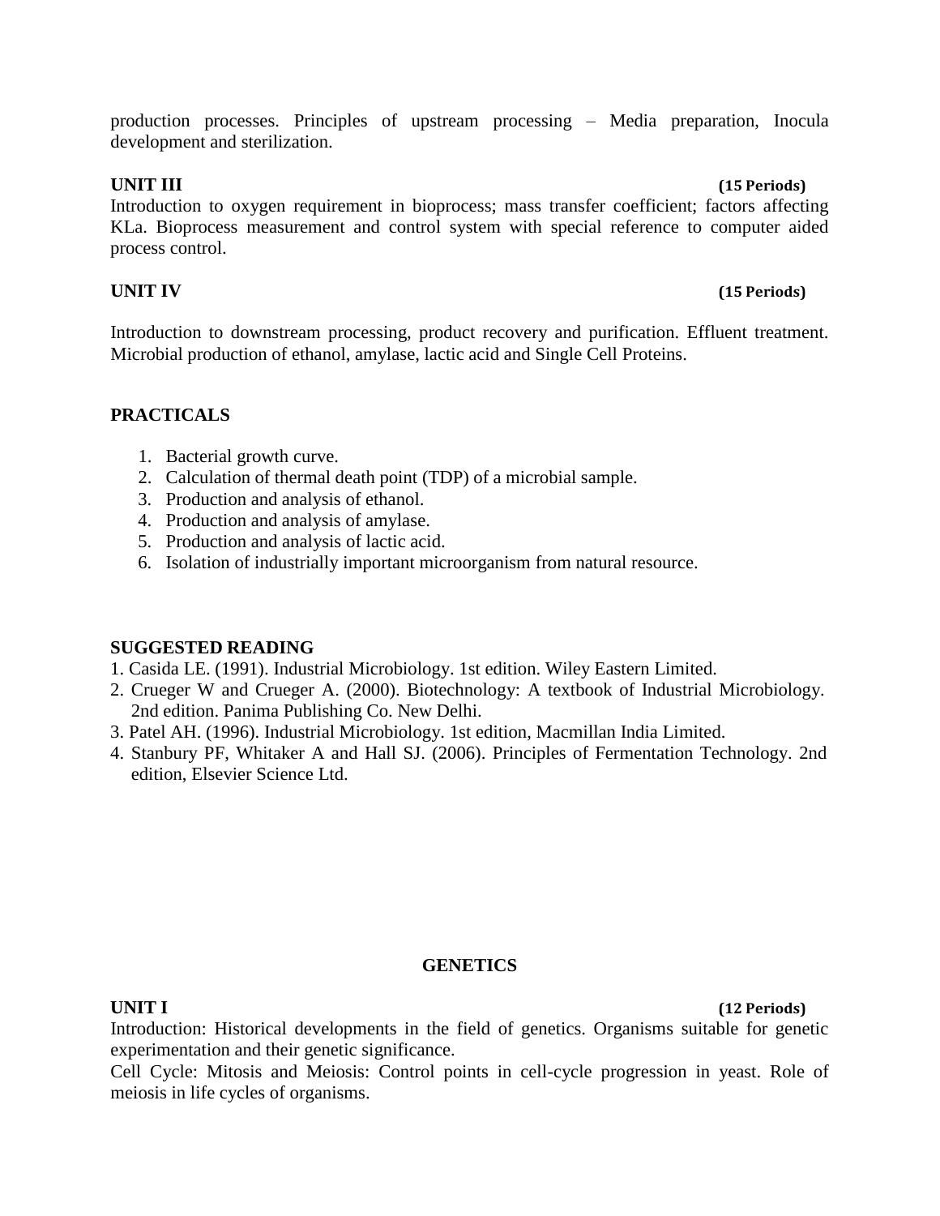production processes. Principles of upstream processing – Media preparation, Inocula development and sterilization.

**UNIT III** **(15 Periods)**

Introduction to oxygen requirement in bioprocess; mass transfer coefficient; factors affecting KLa. Bioprocess measurement and control system with special reference to computer aided process control.

**UNIT IV** **(15 Periods)**

Introduction to downstream processing, product recovery and purification. Effluent treatment. Microbial production of ethanol, amylase, lactic acid and Single Cell Proteins.

**PRACTICALS**

1. Bacterial growth curve.
2. Calculation of thermal death point (TDP) of a microbial sample.
3. Production and analysis of ethanol.
4. Production and analysis of amylase.
5. Production and analysis of lactic acid.
6. Isolation of industrially important microorganism from natural resource.

**SUGGESTED READING**

1. Casida LE. (1991). Industrial Microbiology. 1st edition. Wiley Eastern Limited.
2. Crueger W and Crueger A. (2000). Biotechnology: A textbook of Industrial Microbiology. 2nd edition. Panima Publishing Co. New Delhi.
3. Patel AH. (1996). Industrial Microbiology. 1st edition, Macmillan India Limited.
4. Stanbury PF, Whitaker A and Hall SJ. (2006). Principles of Fermentation Technology. 2nd edition, Elsevier Science Ltd.

## GENETICS

**UNIT I** **(12 Periods)**

Introduction: Historical developments in the field of genetics. Organisms suitable for genetic experimentation and their genetic significance.

Cell Cycle: Mitosis and Meiosis: Control points in cell-cycle progression in yeast. Role of meiosis in life cycles of organisms.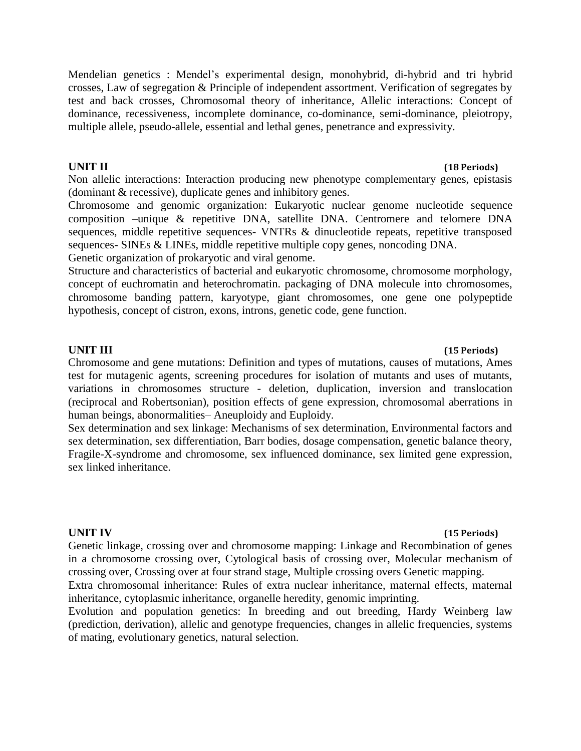Mendelian genetics : Mendel's experimental design, monohybrid, di-hybrid and tri hybrid crosses, Law of segregation & Principle of independent assortment. Verification of segregates by test and back crosses, Chromosomal theory of inheritance, Allelic interactions: Concept of dominance, recessiveness, incomplete dominance, co-dominance, semi-dominance, pleiotropy, multiple allele, pseudo-allele, essential and lethal genes, penetrance and expressivity.

**UNIT II** **(18 Periods)**

Non allelic interactions: Interaction producing new phenotype complementary genes, epistasis (dominant & recessive), duplicate genes and inhibitory genes.

Chromosome and genomic organization: Eukaryotic nuclear genome nucleotide sequence composition –unique & repetitive DNA, satellite DNA. Centromere and telomere DNA sequences, middle repetitive sequences- VNTRs & dinucleotide repeats, repetitive transposed sequences- SINEs & LINEs, middle repetitive multiple copy genes, noncoding DNA.

Genetic organization of prokaryotic and viral genome.

Structure and characteristics of bacterial and eukaryotic chromosome, chromosome morphology, concept of euchromatin and heterochromatin. packaging of DNA molecule into chromosomes, chromosome banding pattern, karyotype, giant chromosomes, one gene one polypeptide hypothesis, concept of cistron, exons, introns, genetic code, gene function.

**UNIT III** **(15 Periods)**

Chromosome and gene mutations: Definition and types of mutations, causes of mutations, Ames test for mutagenic agents, screening procedures for isolation of mutants and uses of mutants, variations in chromosomes structure - deletion, duplication, inversion and translocation (reciprocal and Robertsonian), position effects of gene expression, chromosomal aberrations in human beings, abonormalities– Aneuploidy and Euploidy.

Sex determination and sex linkage: Mechanisms of sex determination, Environmental factors and sex determination, sex differentiation, Barr bodies, dosage compensation, genetic balance theory, Fragile-X-syndrome and chromosome, sex influenced dominance, sex limited gene expression, sex linked inheritance.

**UNIT IV** **(15 Periods)**

Genetic linkage, crossing over and chromosome mapping: Linkage and Recombination of genes in a chromosome crossing over, Cytological basis of crossing over, Molecular mechanism of crossing over, Crossing over at four strand stage, Multiple crossing overs Genetic mapping.

Extra chromosomal inheritance: Rules of extra nuclear inheritance, maternal effects, maternal inheritance, cytoplasmic inheritance, organelle heredity, genomic imprinting.

Evolution and population genetics: In breeding and out breeding, Hardy Weinberg law (prediction, derivation), allelic and genotype frequencies, changes in allelic frequencies, systems of mating, evolutionary genetics, natural selection.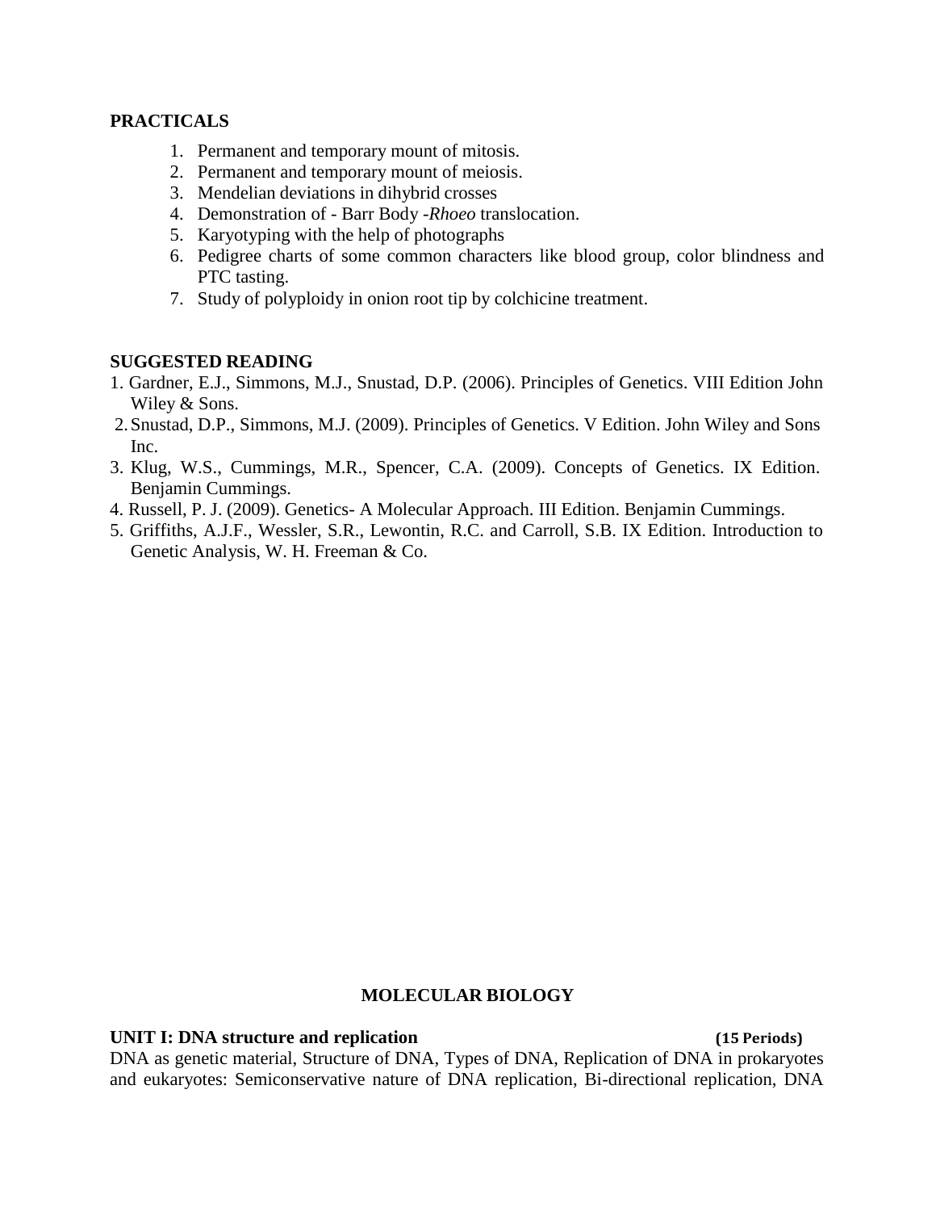**PRACTICALS**

1. Permanent and temporary mount of mitosis.
2. Permanent and temporary mount of meiosis.
3. Mendelian deviations in dihybrid crosses
4. Demonstration of - Barr Body -*Rhoeo* translocation.
5. Karyotyping with the help of photographs
6. Pedigree charts of some common characters like blood group, color blindness and PTC tasting.
7. Study of polyploidy in onion root tip by colchicine treatment.

**SUGGESTED READING**

1. Gardner, E.J., Simmons, M.J., Snustad, D.P. (2006). Principles of Genetics. VIII Edition John Wiley & Sons.
2. Snustad, D.P., Simmons, M.J. (2009). Principles of Genetics. V Edition. John Wiley and Sons Inc.
3. Klug, W.S., Cummings, M.R., Spencer, C.A. (2009). Concepts of Genetics. IX Edition. Benjamin Cummings.
4. Russell, P. J. (2009). Genetics- A Molecular Approach. III Edition. Benjamin Cummings.
5. Griffiths, A.J.F., Wessler, S.R., Lewontin, R.C. and Carroll, S.B. IX Edition. Introduction to Genetic Analysis, W. H. Freeman & Co.

## MOLECULAR BIOLOGY

**UNIT I: DNA structure and replication** **(15 Periods)**

DNA as genetic material, Structure of DNA, Types of DNA, Replication of DNA in prokaryotes and eukaryotes: Semiconservative nature of DNA replication, Bi-directional replication, DNA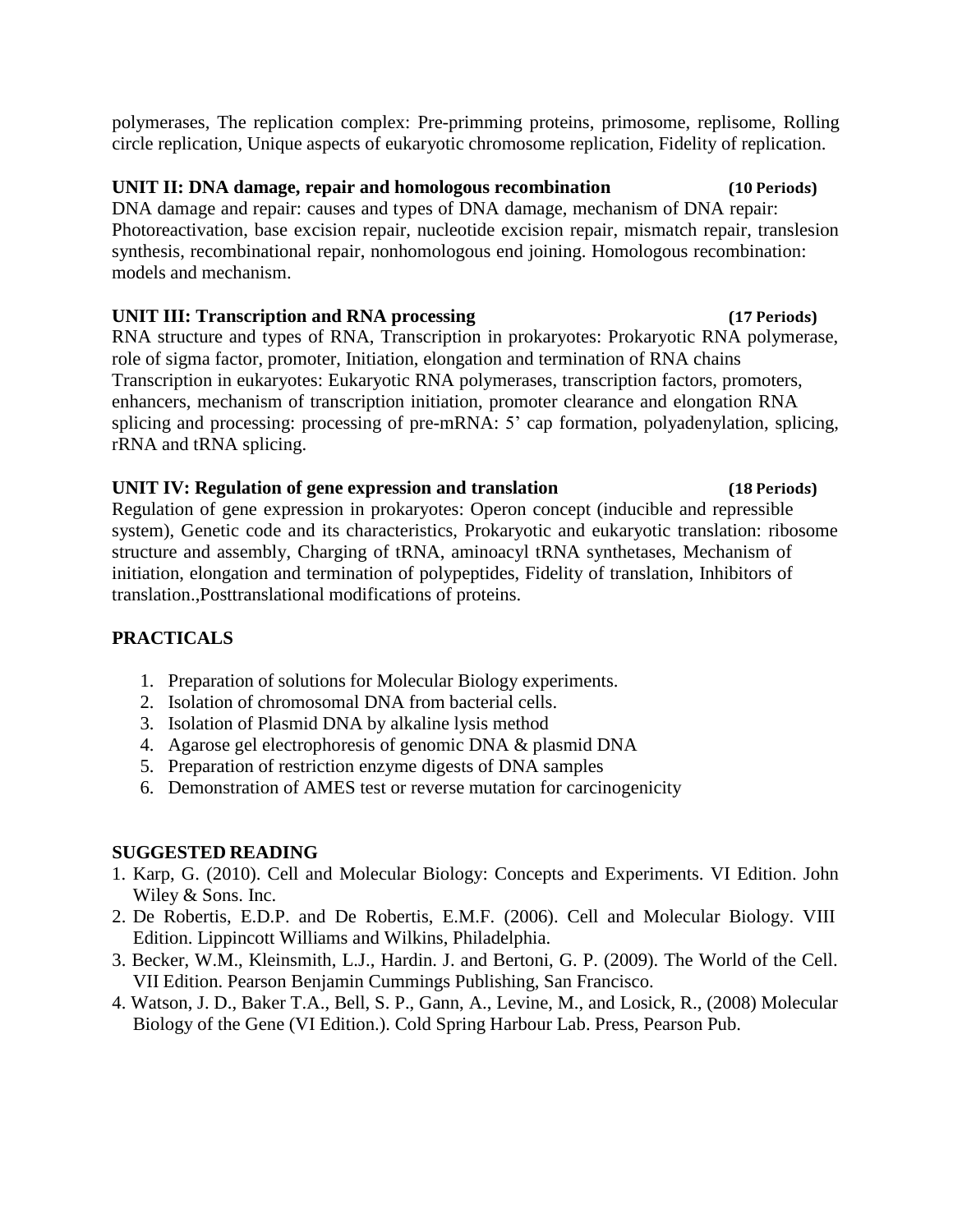polymerases, The replication complex: Pre-primming proteins, primosome, replisome, Rolling circle replication, Unique aspects of eukaryotic chromosome replication, Fidelity of replication.

**UNIT II: DNA damage, repair and homologous recombination (10 Periods)**

DNA damage and repair: causes and types of DNA damage, mechanism of DNA repair: Photoreactivation, base excision repair, nucleotide excision repair, mismatch repair, translesion synthesis, recombinational repair, nonhomologous end joining. Homologous recombination: models and mechanism.

**UNIT III: Transcription and RNA processing (17 Periods)**

RNA structure and types of RNA, Transcription in prokaryotes: Prokaryotic RNA polymerase, role of sigma factor, promoter, Initiation, elongation and termination of RNA chains Transcription in eukaryotes: Eukaryotic RNA polymerases, transcription factors, promoters, enhancers, mechanism of transcription initiation, promoter clearance and elongation RNA splicing and processing: processing of pre-mRNA: 5' cap formation, polyadenylation, splicing, rRNA and tRNA splicing.

**UNIT IV: Regulation of gene expression and translation (18 Periods)**

Regulation of gene expression in prokaryotes: Operon concept (inducible and repressible system), Genetic code and its characteristics, Prokaryotic and eukaryotic translation: ribosome structure and assembly, Charging of tRNA, aminoacyl tRNA synthetases, Mechanism of initiation, elongation and termination of polypeptides, Fidelity of translation, Inhibitors of translation.,Posttranslational modifications of proteins.

## PRACTICALS

1. Preparation of solutions for Molecular Biology experiments.
2. Isolation of chromosomal DNA from bacterial cells.
3. Isolation of Plasmid DNA by alkaline lysis method
4. Agarose gel electrophoresis of genomic DNA & plasmid DNA
5. Preparation of restriction enzyme digests of DNA samples
6. Demonstration of AMES test or reverse mutation for carcinogenicity

## SUGGESTED READING

1. Karp, G. (2010). Cell and Molecular Biology: Concepts and Experiments. VI Edition. John Wiley & Sons. Inc.
2. De Robertis, E.D.P. and De Robertis, E.M.F. (2006). Cell and Molecular Biology. VIII Edition. Lippincott Williams and Wilkins, Philadelphia.
3. Becker, W.M., Kleinsmith, L.J., Hardin. J. and Bertoni, G. P. (2009). The World of the Cell. VII Edition. Pearson Benjamin Cummings Publishing, San Francisco.
4. Watson, J. D., Baker T.A., Bell, S. P., Gann, A., Levine, M., and Losick, R., (2008) Molecular Biology of the Gene (VI Edition.). Cold Spring Harbour Lab. Press, Pearson Pub.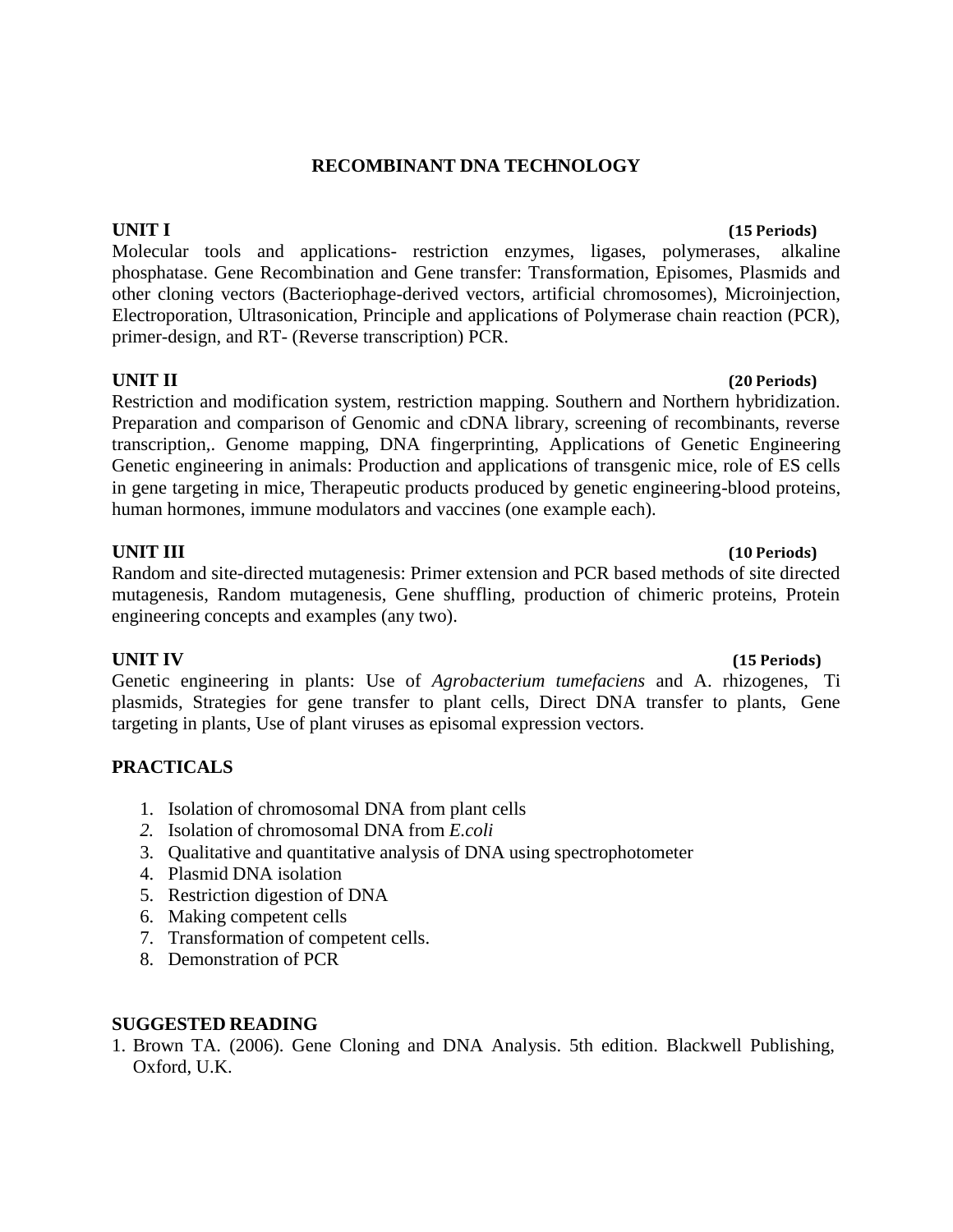# RECOMBINANT DNA TECHNOLOGY

**UNIT I** **(15 Periods)**

Molecular tools and applications- restriction enzymes, ligases, polymerases, alkaline phosphatase. Gene Recombination and Gene transfer: Transformation, Episomes, Plasmids and other cloning vectors (Bacteriophage-derived vectors, artificial chromosomes), Microinjection, Electroporation, Ultrasonication, Principle and applications of Polymerase chain reaction (PCR), primer-design, and RT- (Reverse transcription) PCR.

**UNIT II** **(20 Periods)**

Restriction and modification system, restriction mapping. Southern and Northern hybridization. Preparation and comparison of Genomic and cDNA library, screening of recombinants, reverse transcription,. Genome mapping, DNA fingerprinting, Applications of Genetic Engineering Genetic engineering in animals: Production and applications of transgenic mice, role of ES cells in gene targeting in mice, Therapeutic products produced by genetic engineering-blood proteins, human hormones, immune modulators and vaccines (one example each).

**UNIT III** **(10 Periods)**

Random and site-directed mutagenesis: Primer extension and PCR based methods of site directed mutagenesis, Random mutagenesis, Gene shuffling, production of chimeric proteins, Protein engineering concepts and examples (any two).

**UNIT IV** **(15 Periods)**

Genetic engineering in plants: Use of *Agrobacterium tumefaciens* and A. rhizogenes, Ti plasmids, Strategies for gene transfer to plant cells, Direct DNA transfer to plants, Gene targeting in plants, Use of plant viruses as episomal expression vectors.

**PRACTICALS**

1. Isolation of chromosomal DNA from plant cells
2. Isolation of chromosomal DNA from *E.coli*
3. Qualitative and quantitative analysis of DNA using spectrophotometer
4. Plasmid DNA isolation
5. Restriction digestion of DNA
6. Making competent cells
7. Transformation of competent cells.
8. Demonstration of PCR

**SUGGESTED READING**

1. Brown TA. (2006). Gene Cloning and DNA Analysis. 5th edition. Blackwell Publishing, Oxford, U.K.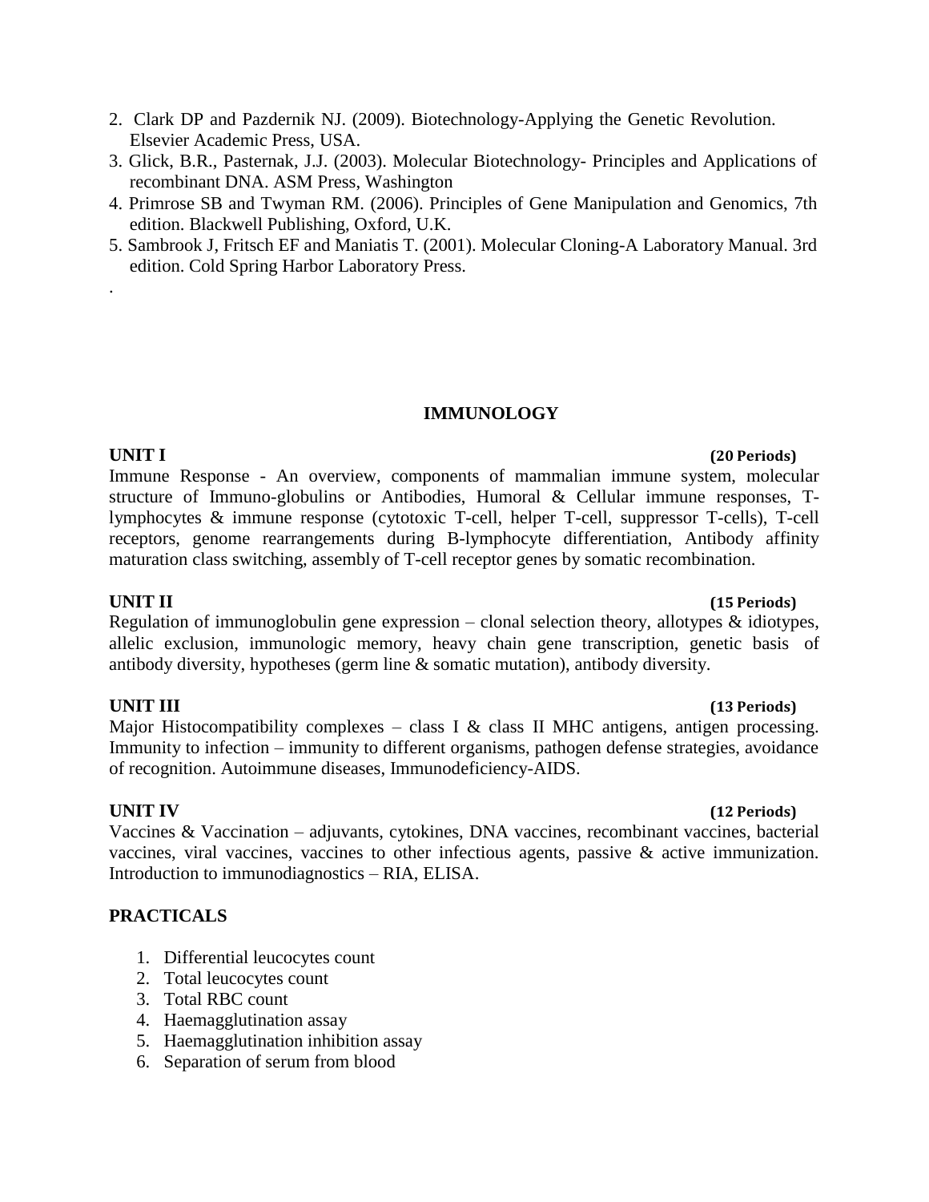2. Clark DP and Pazdernik NJ. (2009). Biotechnology-Applying the Genetic Revolution. Elsevier Academic Press, USA.
3. Glick, B.R., Pasternak, J.J. (2003). Molecular Biotechnology- Principles and Applications of recombinant DNA. ASM Press, Washington
4. Primrose SB and Twyman RM. (2006). Principles of Gene Manipulation and Genomics, 7th edition. Blackwell Publishing, Oxford, U.K.
5. Sambrook J, Fritsch EF and Maniatis T. (2001). Molecular Cloning-A Laboratory Manual. 3rd edition. Cold Spring Harbor Laboratory Press.

.

## IMMUNOLOGY

**UNIT I** **(20 Periods)**

Immune Response - An overview, components of mammalian immune system, molecular structure of Immuno-globulins or Antibodies, Humoral & Cellular immune responses, T-lymphocytes & immune response (cytotoxic T-cell, helper T-cell, suppressor T-cells), T-cell receptors, genome rearrangements during B-lymphocyte differentiation, Antibody affinity maturation class switching, assembly of T-cell receptor genes by somatic recombination.

**UNIT II** **(15 Periods)**

Regulation of immunoglobulin gene expression – clonal selection theory, allotypes & idiotypes, allelic exclusion, immunologic memory, heavy chain gene transcription, genetic basis of antibody diversity, hypotheses (germ line & somatic mutation), antibody diversity.

**UNIT III** **(13 Periods)**

Major Histocompatibility complexes – class I & class II MHC antigens, antigen processing. Immunity to infection – immunity to different organisms, pathogen defense strategies, avoidance of recognition. Autoimmune diseases, Immunodeficiency-AIDS.

**UNIT IV** **(12 Periods)**

Vaccines & Vaccination – adjuvants, cytokines, DNA vaccines, recombinant vaccines, bacterial vaccines, viral vaccines, vaccines to other infectious agents, passive & active immunization. Introduction to immunodiagnostics – RIA, ELISA.

**PRACTICALS**

1. Differential leucocytes count
2. Total leucocytes count
3. Total RBC count
4. Haemagglutination assay
5. Haemagglutination inhibition assay
6. Separation of serum from blood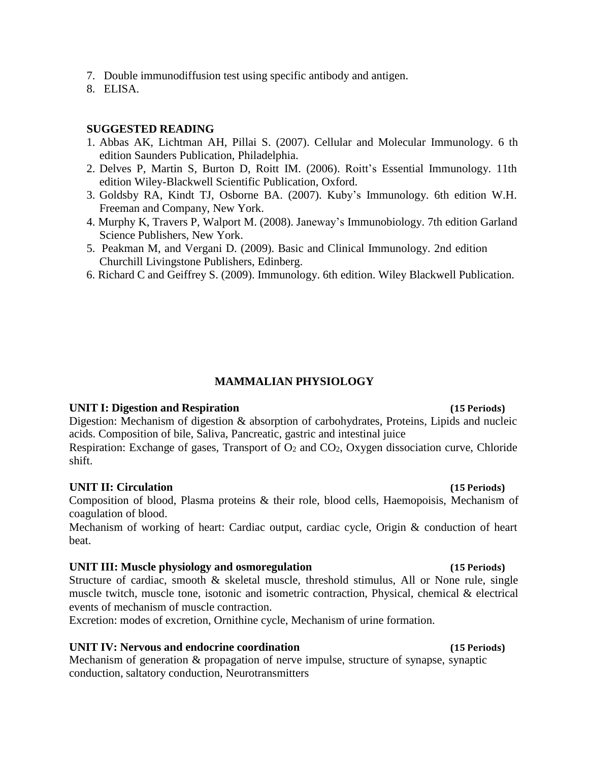7. Double immunodiffusion test using specific antibody and antigen.
8. ELISA.

**SUGGESTED READING**

1. Abbas AK, Lichtman AH, Pillai S. (2007). Cellular and Molecular Immunology. 6 th edition Saunders Publication, Philadelphia.
2. Delves P, Martin S, Burton D, Roitt IM. (2006). Roitt's Essential Immunology. 11th edition Wiley-Blackwell Scientific Publication, Oxford.
3. Goldsby RA, Kindt TJ, Osborne BA. (2007). Kuby's Immunology. 6th edition W.H. Freeman and Company, New York.
4. Murphy K, Travers P, Walport M. (2008). Janeway's Immunobiology. 7th edition Garland Science Publishers, New York.
5. Peakman M, and Vergani D. (2009). Basic and Clinical Immunology. 2nd edition Churchill Livingstone Publishers, Edinberg.
6. Richard C and Geiffrey S. (2009). Immunology. 6th edition. Wiley Blackwell Publication.

## MAMMALIAN PHYSIOLOGY

**UNIT I: Digestion and Respiration** **(15 Periods)**

Digestion: Mechanism of digestion & absorption of carbohydrates, Proteins, Lipids and nucleic acids. Composition of bile, Saliva, Pancreatic, gastric and intestinal juice

Respiration: Exchange of gases, Transport of $O_2$ and $CO_2$, Oxygen dissociation curve, Chloride shift.

**UNIT II: Circulation** **(15 Periods)**

Composition of blood, Plasma proteins & their role, blood cells, Haemopoisis, Mechanism of coagulation of blood.

Mechanism of working of heart: Cardiac output, cardiac cycle, Origin & conduction of heart beat.

**UNIT III: Muscle physiology and osmoregulation** **(15 Periods)**

Structure of cardiac, smooth & skeletal muscle, threshold stimulus, All or None rule, single muscle twitch, muscle tone, isotonic and isometric contraction, Physical, chemical & electrical events of mechanism of muscle contraction.

Excretion: modes of excretion, Ornithine cycle, Mechanism of urine formation.

**UNIT IV: Nervous and endocrine coordination** **(15 Periods)**

Mechanism of generation & propagation of nerve impulse, structure of synapse, synaptic conduction, saltatory conduction, Neurotransmitters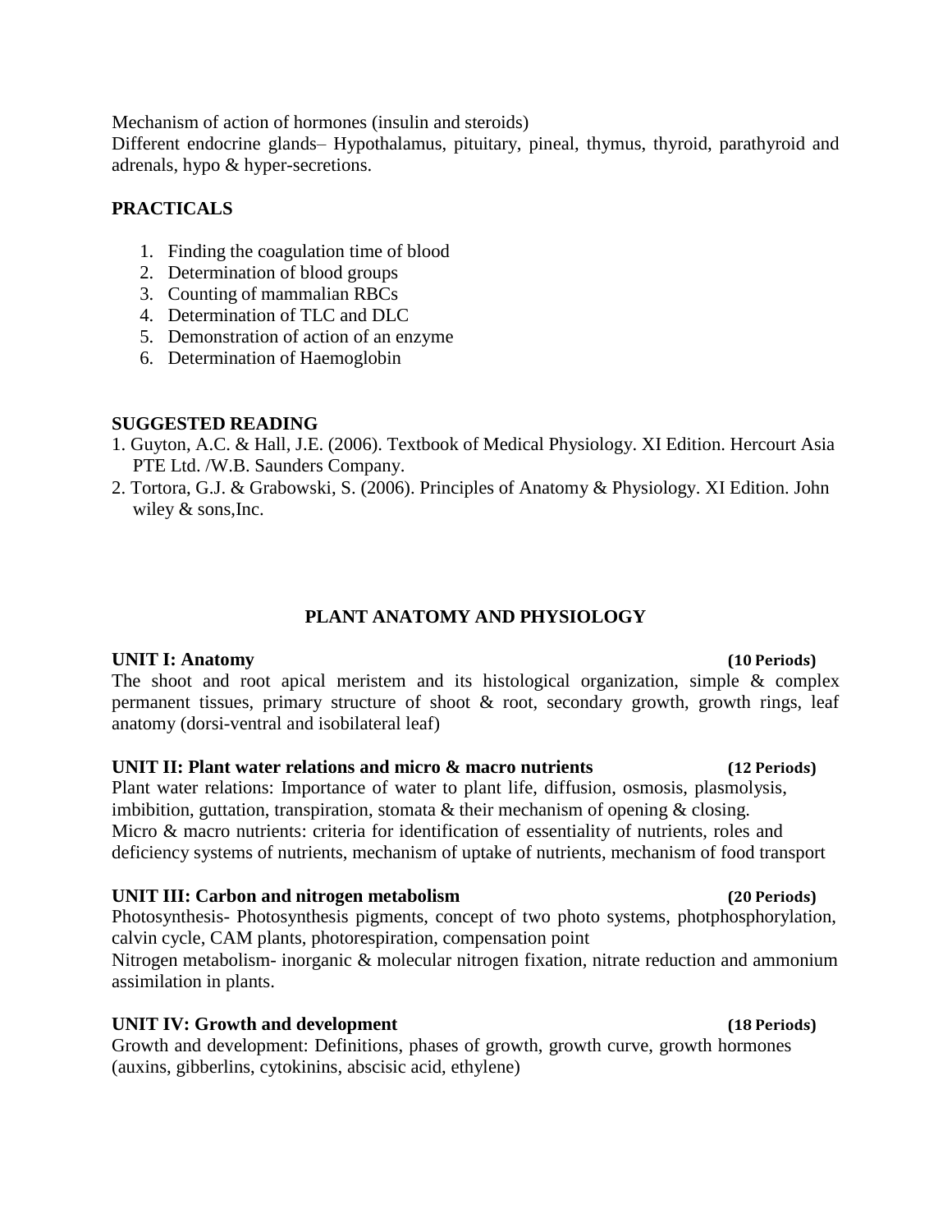Mechanism of action of hormones (insulin and steroids)

Different endocrine glands– Hypothalamus, pituitary, pineal, thymus, thyroid, parathyroid and adrenals, hypo & hyper-secretions.

## PRACTICALS

1. Finding the coagulation time of blood
2. Determination of blood groups
3. Counting of mammalian RBCs
4. Determination of TLC and DLC
5. Demonstration of action of an enzyme
6. Determination of Haemoglobin

## SUGGESTED READING

1. Guyton, A.C. & Hall, J.E. (2006). Textbook of Medical Physiology. XI Edition. Hercourt Asia PTE Ltd. /W.B. Saunders Company.
2. Tortora, G.J. & Grabowski, S. (2006). Principles of Anatomy & Physiology. XI Edition. John wiley & sons,Inc.

# PLANT ANATOMY AND PHYSIOLOGY

**UNIT I: Anatomy** **(10 Periods)**

The shoot and root apical meristem and its histological organization, simple & complex permanent tissues, primary structure of shoot & root, secondary growth, growth rings, leaf anatomy (dorsi-ventral and isobilateral leaf)

**UNIT II: Plant water relations and micro & macro nutrients** **(12 Periods)**

Plant water relations: Importance of water to plant life, diffusion, osmosis, plasmolysis, imbibition, guttation, transpiration, stomata & their mechanism of opening & closing.

Micro & macro nutrients: criteria for identification of essentiality of nutrients, roles and deficiency systems of nutrients, mechanism of uptake of nutrients, mechanism of food transport

**UNIT III: Carbon and nitrogen metabolism** **(20 Periods)**

Photosynthesis- Photosynthesis pigments, concept of two photo systems, photphosphorylation, calvin cycle, CAM plants, photorespiration, compensation point

Nitrogen metabolism- inorganic & molecular nitrogen fixation, nitrate reduction and ammonium assimilation in plants.

**UNIT IV: Growth and development** **(18 Periods)**

Growth and development: Definitions, phases of growth, growth curve, growth hormones (auxins, gibberlins, cytokinins, abscisic acid, ethylene)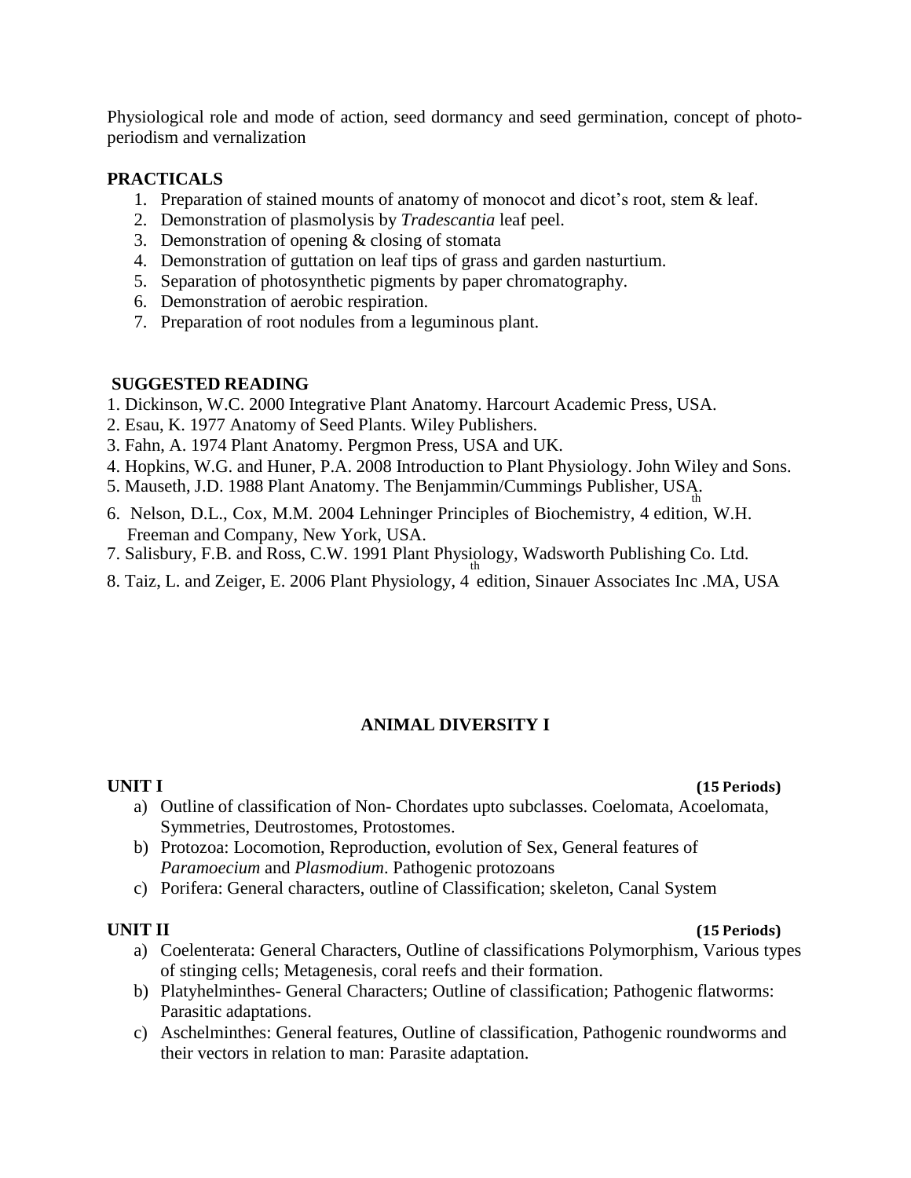Physiological role and mode of action, seed dormancy and seed germination, concept of photo-periodism and vernalization

**PRACTICALS**

1. Preparation of stained mounts of anatomy of monocot and dicot's root, stem & leaf.
2. Demonstration of plasmolysis by *Tradescantia* leaf peel.
3. Demonstration of opening & closing of stomata
4. Demonstration of guttation on leaf tips of grass and garden nasturtium.
5. Separation of photosynthetic pigments by paper chromatography.
6. Demonstration of aerobic respiration.
7. Preparation of root nodules from a leguminous plant.

**SUGGESTED READING**

1. Dickinson, W.C. 2000 Integrative Plant Anatomy. Harcourt Academic Press, USA.
2. Esau, K. 1977 Anatomy of Seed Plants. Wiley Publishers.
3. Fahn, A. 1974 Plant Anatomy. Pergmon Press, USA and UK.
4. Hopkins, W.G. and Huner, P.A. 2008 Introduction to Plant Physiology. John Wiley and Sons.
5. Mauseth, J.D. 1988 Plant Anatomy. The Benjammin/Cummings Publisher, USA.
6. Nelson, D.L., Cox, M.M. 2004 Lehninger Principles of Biochemistry, 4th edition, W.H. Freeman and Company, New York, USA.
7. Salisbury, F.B. and Ross, C.W. 1991 Plant Physiology, Wadsworth Publishing Co. Ltd.
8. Taiz, L. and Zeiger, E. 2006 Plant Physiology, 4th edition, Sinauer Associates Inc .MA, USA

## ANIMAL DIVERSITY I

**UNIT I** **(15 Periods)**

a) Outline of classification of Non- Chordates upto subclasses. Coelomata, Acoelomata, Symmetries, Deutrostomes, Protostomes.
b) Protozoa: Locomotion, Reproduction, evolution of Sex, General features of *Paramoecium* and *Plasmodium*. Pathogenic protozoans
c) Porifera: General characters, outline of Classification; skeleton, Canal System

**UNIT II** **(15 Periods)**

a) Coelenterata: General Characters, Outline of classifications Polymorphism, Various types of stinging cells; Metagenesis, coral reefs and their formation.
b) Platyhelminthes- General Characters; Outline of classification; Pathogenic flatworms: Parasitic adaptations.
c) Aschelminthes: General features, Outline of classification, Pathogenic roundworms and their vectors in relation to man: Parasite adaptation.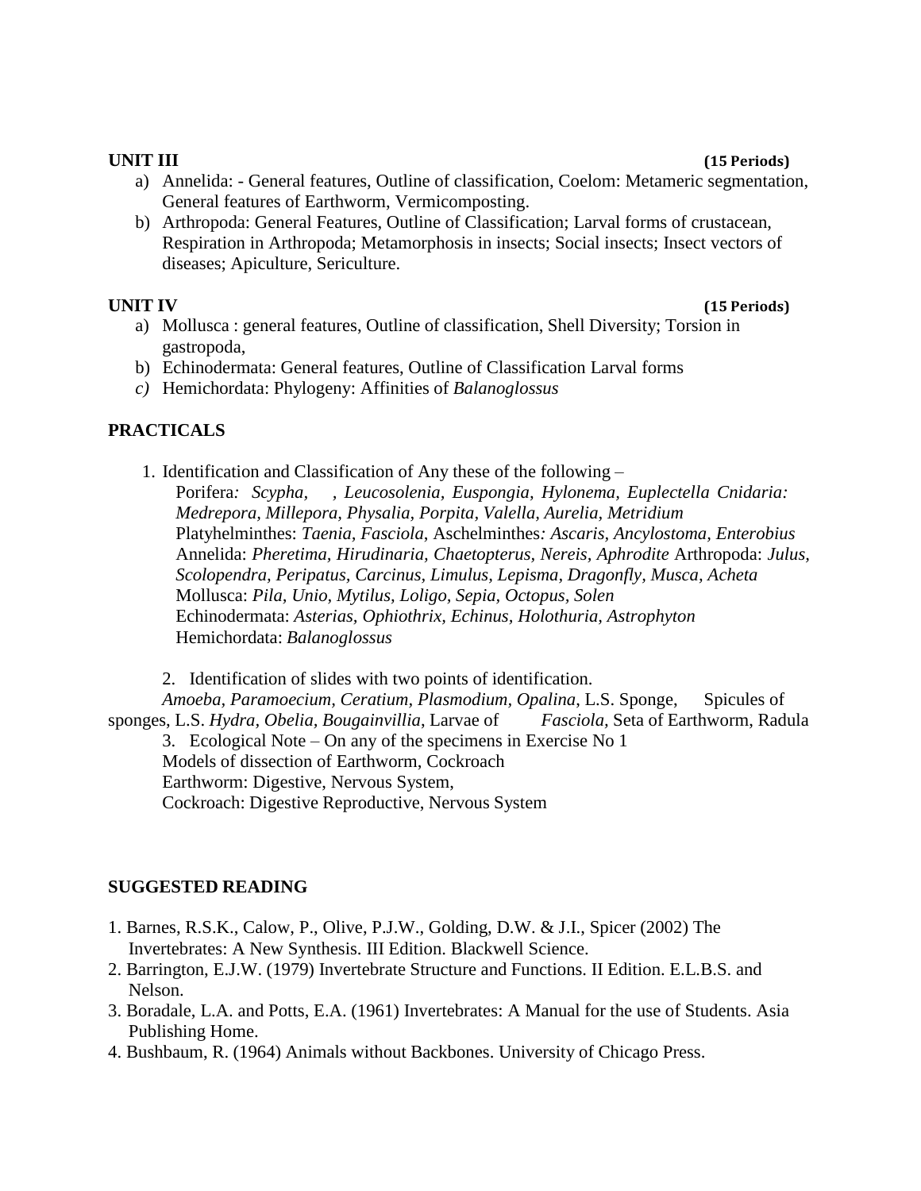**UNIT III** **(15 Periods)**

a) Annelida: - General features, Outline of classification, Coelom: Metameric segmentation, General features of Earthworm, Vermicomposting.
b) Arthropoda: General Features, Outline of Classification; Larval forms of crustacean, Respiration in Arthropoda; Metamorphosis in insects; Social insects; Insect vectors of diseases; Apiculture, Sericulture.

**UNIT IV** **(15 Periods)**

a) Mollusca : general features, Outline of classification, Shell Diversity; Torsion in gastropoda,
b) Echinodermata: General features, Outline of Classification Larval forms
c) Hemichordata: Phylogeny: Affinities of *Balanoglossus*

**PRACTICALS**

1. Identification and Classification of Any these of the following –
   Porifera*: Scypha, , Leucosolenia, Euspongia, Hylonema, Euplectella Cnidaria: Medrepora, Millepora, Physalia, Porpita, Valella, Aurelia, Metridium*
   Platyhelminthes: *Taenia, Fasciola*, Aschelminthes*: Ascaris, Ancylostoma, Enterobius*
   Annelida: *Pheretima, Hirudinaria, Chaetopterus, Nereis, Aphrodite* Arthropoda: *Julus, Scolopendra, Peripatus, Carcinus, Limulus, Lepisma, Dragonfly, Musca, Acheta*
   Mollusca: *Pila, Unio, Mytilus, Loligo, Sepia, Octopus, Solen*
   Echinodermata: *Asterias, Ophiothrix, Echinus, Holothuria, Astrophyton*
   Hemichordata: *Balanoglossus*

2. Identification of slides with two points of identification.
   *Amoeba, Paramoecium, Ceratium, Plasmodium, Opalina,* L.S. Sponge, Spicules of sponges, L.S. *Hydra, Obelia, Bougainvillia,* Larvae of *Fasciola,* Seta of Earthworm, Radula
3. Ecological Note – On any of the specimens in Exercise No 1
   Models of dissection of Earthworm, Cockroach
   Earthworm: Digestive, Nervous System,
   Cockroach: Digestive Reproductive, Nervous System

**SUGGESTED READING**

1. Barnes, R.S.K., Calow, P., Olive, P.J.W., Golding, D.W. & J.I., Spicer (2002) The Invertebrates: A New Synthesis. III Edition. Blackwell Science.
2. Barrington, E.J.W. (1979) Invertebrate Structure and Functions. II Edition. E.L.B.S. and Nelson.
3. Boradale, L.A. and Potts, E.A. (1961) Invertebrates: A Manual for the use of Students. Asia Publishing Home.
4. Bushbaum, R. (1964) Animals without Backbones. University of Chicago Press.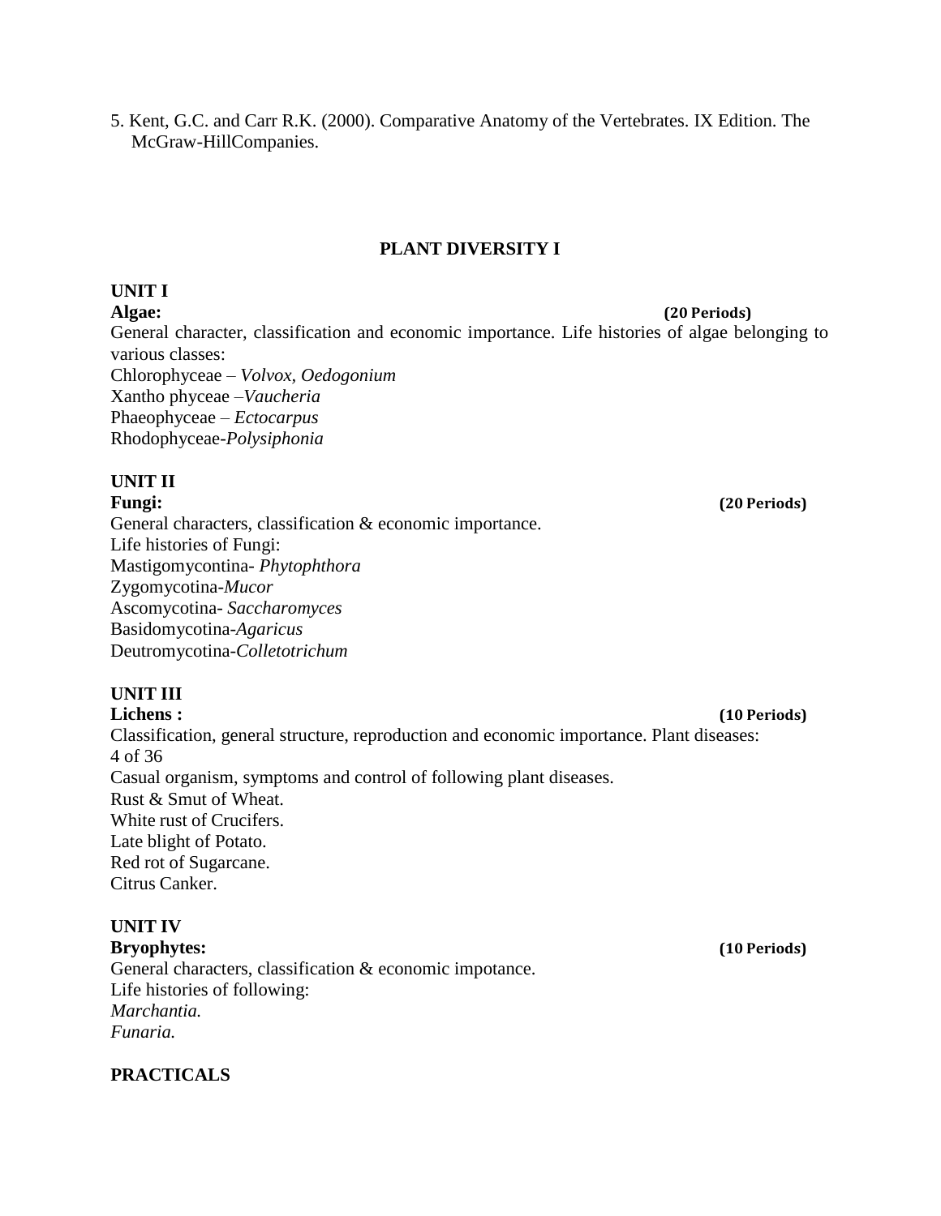5. Kent, G.C. and Carr R.K. (2000). Comparative Anatomy of the Vertebrates. IX Edition. The McGraw-HillCompanies.

## PLANT DIVERSITY I

### UNIT I

**Algae:** **(20 Periods)**

General character, classification and economic importance. Life histories of algae belonging to various classes:

Chlorophyceae – *Volvox, Oedogonium*
Xantho phyceae –*Vaucheria*
Phaeophyceae – *Ectocarpus*
Rhodophyceae-*Polysiphonia*

### UNIT II

**Fungi:** **(20 Periods)**

General characters, classification & economic importance.
Life histories of Fungi:
Mastigomycontina- *Phytophthora*
Zygomycotina-*Mucor*
Ascomycotina- *Saccharomyces*
Basidomycotina-*Agaricus*
Deutromycotina-*Colletotrichum*

### UNIT III

**Lichens :** **(10 Periods)**

Classification, general structure, reproduction and economic importance. Plant diseases:
Casual organism, symptoms and control of following plant diseases.
Rust & Smut of Wheat.
White rust of Crucifers.
Late blight of Potato.
Red rot of Sugarcane.
Citrus Canker.

### UNIT IV

**Bryophytes:** **(10 Periods)**

General characters, classification & economic impotance.
Life histories of following:
*Marchantia.*
*Funaria.*

### PRACTICALS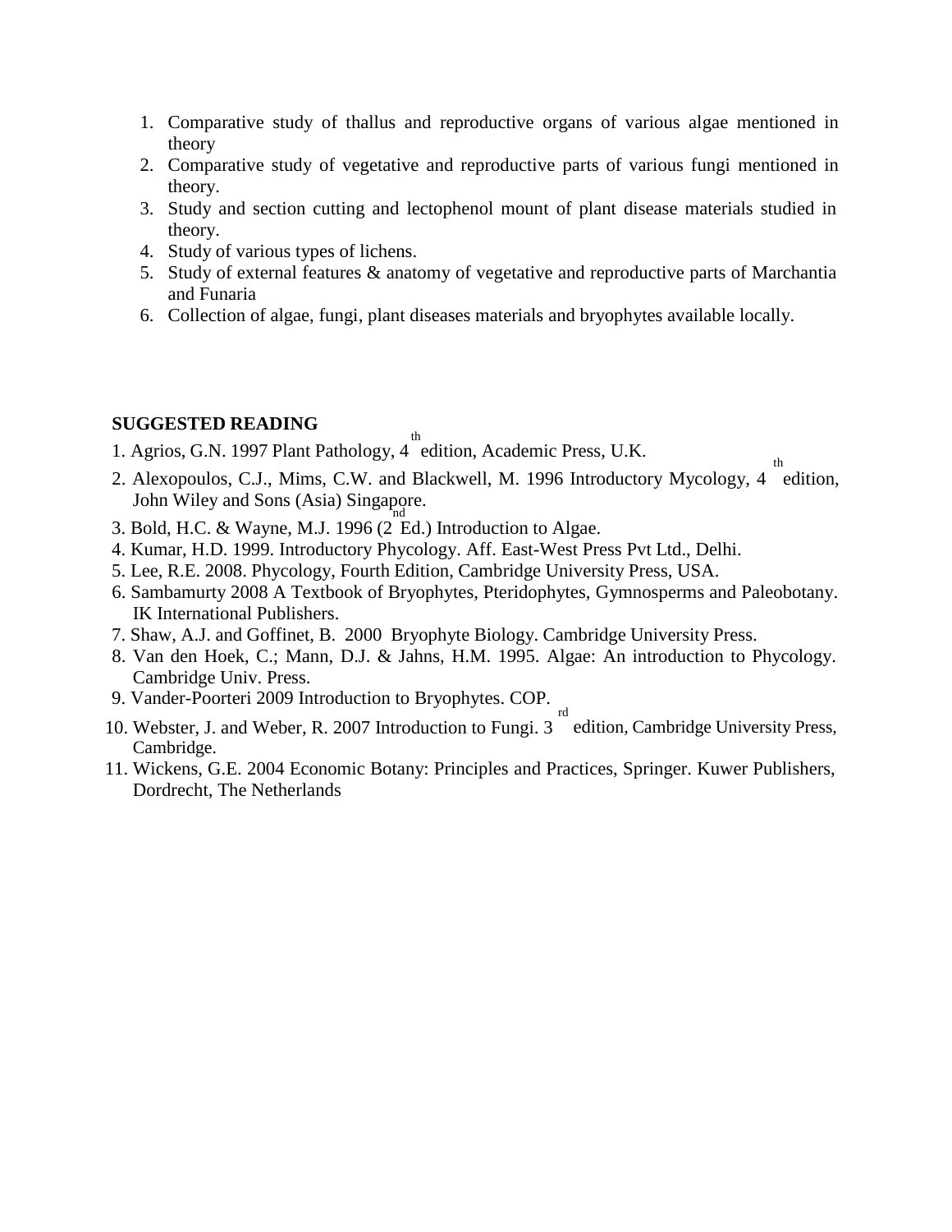1. Comparative study of thallus and reproductive organs of various algae mentioned in theory
2. Comparative study of vegetative and reproductive parts of various fungi mentioned in theory.
3. Study and section cutting and lectophenol mount of plant disease materials studied in theory.
4. Study of various types of lichens.
5. Study of external features & anatomy of vegetative and reproductive parts of Marchantia and Funaria
6. Collection of algae, fungi, plant diseases materials and bryophytes available locally.

**SUGGESTED READING**

1. Agrios, G.N. 1997 Plant Pathology, 4th edition, Academic Press, U.K.
2. Alexopoulos, C.J., Mims, C.W. and Blackwell, M. 1996 Introductory Mycology, 4th edition, John Wiley and Sons (Asia) Singapore.
3. Bold, H.C. & Wayne, M.J. 1996 (2nd Ed.) Introduction to Algae.
4. Kumar, H.D. 1999. Introductory Phycology. Aff. East-West Press Pvt Ltd., Delhi.
5. Lee, R.E. 2008. Phycology, Fourth Edition, Cambridge University Press, USA.
6. Sambamurty 2008 A Textbook of Bryophytes, Pteridophytes, Gymnosperms and Paleobotany. IK International Publishers.
7. Shaw, A.J. and Goffinet, B. 2000 Bryophyte Biology. Cambridge University Press.
8. Van den Hoek, C.; Mann, D.J. & Jahns, H.M. 1995. Algae: An introduction to Phycology. Cambridge Univ. Press.
9. Vander-Poorteri 2009 Introduction to Bryophytes. COP.
10. Webster, J. and Weber, R. 2007 Introduction to Fungi. 3rd edition, Cambridge University Press, Cambridge.
11. Wickens, G.E. 2004 Economic Botany: Principles and Practices, Springer. Kuwer Publishers, Dordrecht, The Netherlands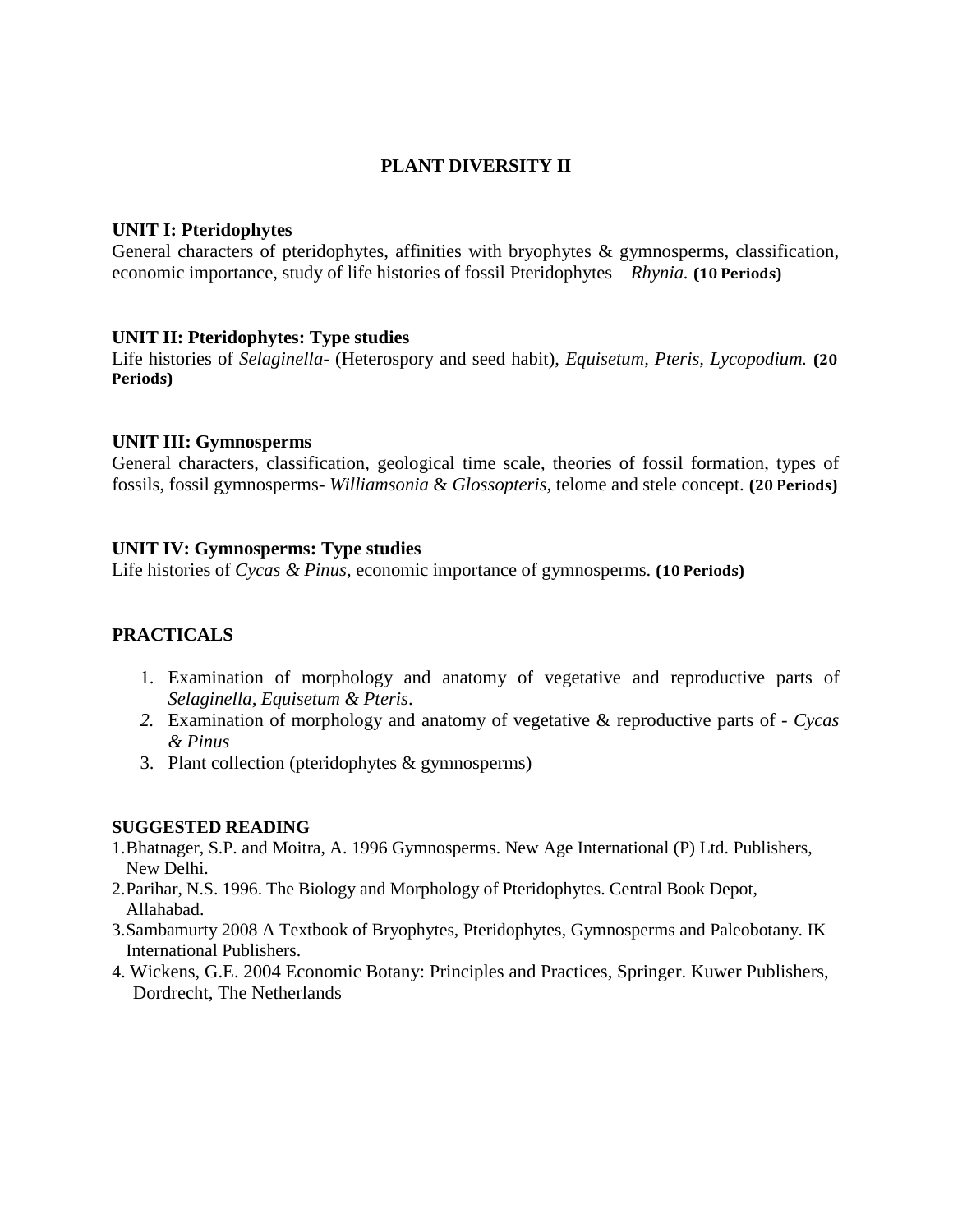# PLANT DIVERSITY II

### UNIT I: Pteridophytes

General characters of pteridophytes, affinities with bryophytes & gymnosperms, classification, economic importance, study of life histories of fossil Pteridophytes – *Rhynia.* **(10 Periods)**

### UNIT II: Pteridophytes: Type studies

Life histories of *Selaginella*- (Heterospory and seed habit), *Equisetum, Pteris, Lycopodium.* **(20 Periods)**

### UNIT III: Gymnosperms

General characters, classification, geological time scale, theories of fossil formation, types of fossils, fossil gymnosperms- *Williamsonia* & *Glossopteris*, telome and stele concept. **(20 Periods)**

### UNIT IV: Gymnosperms: Type studies

Life histories of *Cycas & Pinus*, economic importance of gymnosperms. **(10 Periods)**

## PRACTICALS

1. Examination of morphology and anatomy of vegetative and reproductive parts of *Selaginella, Equisetum & Pteris*.
2. Examination of morphology and anatomy of vegetative & reproductive parts of - *Cycas & Pinus*
3. Plant collection (pteridophytes & gymnosperms)

### SUGGESTED READING

1. Bhatnager, S.P. and Moitra, A. 1996 Gymnosperms. New Age International (P) Ltd. Publishers, New Delhi.
2. Parihar, N.S. 1996. The Biology and Morphology of Pteridophytes. Central Book Depot, Allahabad.
3. Sambamurty 2008 A Textbook of Bryophytes, Pteridophytes, Gymnosperms and Paleobotany. IK International Publishers.
4. Wickens, G.E. 2004 Economic Botany: Principles and Practices, Springer. Kuwer Publishers, Dordrecht, The Netherlands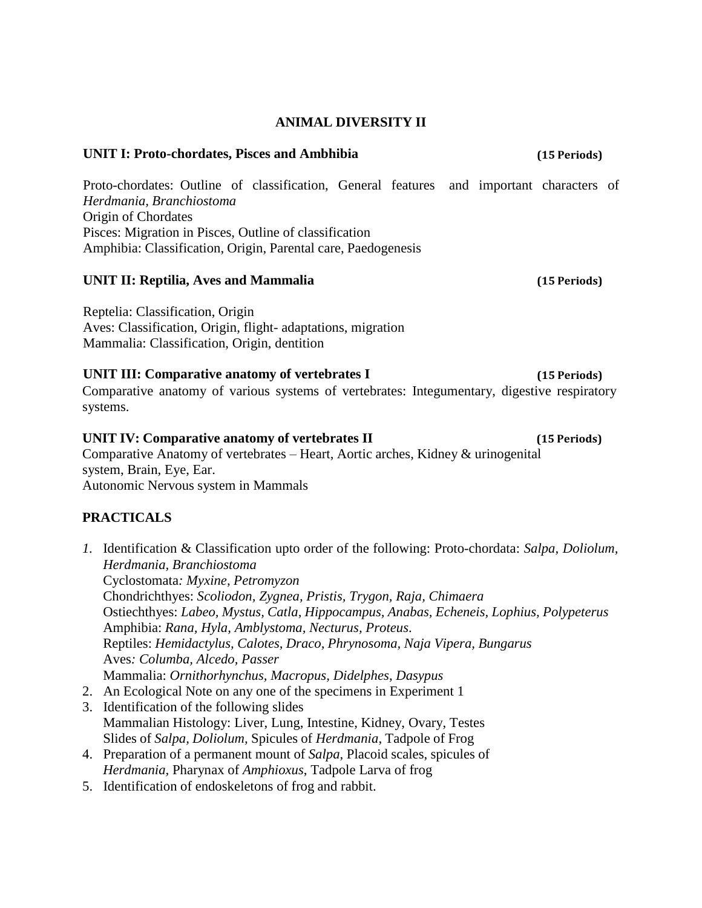# ANIMAL DIVERSITY II

## UNIT I: Proto-chordates, Pisces and Ambhibia (15 Periods)

Proto-chordates: Outline of classification, General features and important characters of *Herdmania, Branchiostoma*
Origin of Chordates
Pisces: Migration in Pisces, Outline of classification
Amphibia: Classification, Origin, Parental care, Paedogenesis

## UNIT II: Reptilia, Aves and Mammalia (15 Periods)

Reptelia: Classification, Origin
Aves: Classification, Origin, flight- adaptations, migration
Mammalia: Classification, Origin, dentition

## UNIT III: Comparative anatomy of vertebrates I (15 Periods)

Comparative anatomy of various systems of vertebrates: Integumentary, digestive respiratory systems.

## UNIT IV: Comparative anatomy of vertebrates II (15 Periods)

Comparative Anatomy of vertebrates – Heart, Aortic arches, Kidney & urinogenital system, Brain, Eye, Ear.
Autonomic Nervous system in Mammals

## PRACTICALS

1. Identification & Classification upto order of the following: Proto-chordata: *Salpa, Doliolum, Herdmania, Branchiostoma*
   Cyclostomata*: Myxine, Petromyzon*
   Chondrichthyes: *Scoliodon, Zygnea, Pristis, Trygon, Raja, Chimaera*
   Ostiechthyes: *Labeo, Mystus, Catla, Hippocampus, Anabas, Echeneis, Lophius, Polypeterus*
   Amphibia: *Rana, Hyla, Amblystoma, Necturus, Proteus*.
   Reptiles: *Hemidactylus, Calotes, Draco, Phrynosoma, Naja Vipera, Bungarus*
   Aves*: Columba, Alcedo, Passer*
   Mammalia: *Ornithorhynchus, Macropus, Didelphes, Dasypus*
2. An Ecological Note on any one of the specimens in Experiment 1
3. Identification of the following slides
   Mammalian Histology: Liver, Lung, Intestine, Kidney, Ovary, Testes
   Slides of *Salpa, Doliolum,* Spicules of *Herdmania*, Tadpole of Frog
4. Preparation of a permanent mount of *Salpa*, Placoid scales, spicules of *Herdmania,* Pharynax of *Amphioxus*, Tadpole Larva of frog
5. Identification of endoskeletons of frog and rabbit.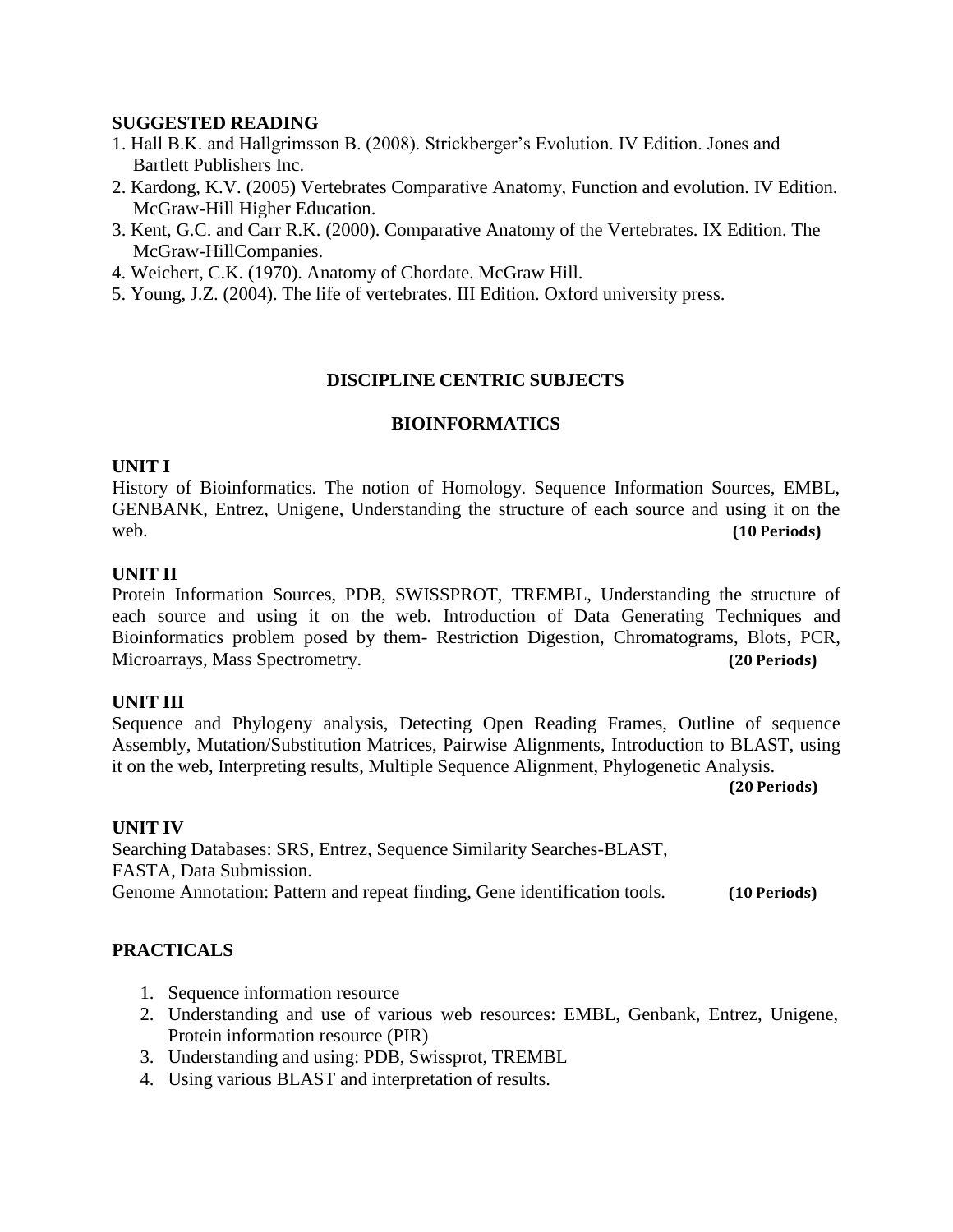**SUGGESTED READING**

1. Hall B.K. and Hallgrimsson B. (2008). Strickberger's Evolution. IV Edition. Jones and Bartlett Publishers Inc.
2. Kardong, K.V. (2005) Vertebrates Comparative Anatomy, Function and evolution. IV Edition. McGraw-Hill Higher Education.
3. Kent, G.C. and Carr R.K. (2000). Comparative Anatomy of the Vertebrates. IX Edition. The McGraw-HillCompanies.
4. Weichert, C.K. (1970). Anatomy of Chordate. McGraw Hill.
5. Young, J.Z. (2004). The life of vertebrates. III Edition. Oxford university press.

## DISCIPLINE CENTRIC SUBJECTS

## BIOINFORMATICS

**UNIT I**

History of Bioinformatics. The notion of Homology. Sequence Information Sources, EMBL, GENBANK, Entrez, Unigene, Understanding the structure of each source and using it on the web. **(10 Periods)**

**UNIT II**

Protein Information Sources, PDB, SWISSPROT, TREMBL, Understanding the structure of each source and using it on the web. Introduction of Data Generating Techniques and Bioinformatics problem posed by them- Restriction Digestion, Chromatograms, Blots, PCR, Microarrays, Mass Spectrometry. **(20 Periods)**

**UNIT III**

Sequence and Phylogeny analysis, Detecting Open Reading Frames, Outline of sequence Assembly, Mutation/Substitution Matrices, Pairwise Alignments, Introduction to BLAST, using it on the web, Interpreting results, Multiple Sequence Alignment, Phylogenetic Analysis. **(20 Periods)**

**UNIT IV**

Searching Databases: SRS, Entrez, Sequence Similarity Searches-BLAST, FASTA, Data Submission.
Genome Annotation: Pattern and repeat finding, Gene identification tools. **(10 Periods)**

**PRACTICALS**

1. Sequence information resource
2. Understanding and use of various web resources: EMBL, Genbank, Entrez, Unigene, Protein information resource (PIR)
3. Understanding and using: PDB, Swissprot, TREMBL
4. Using various BLAST and interpretation of results.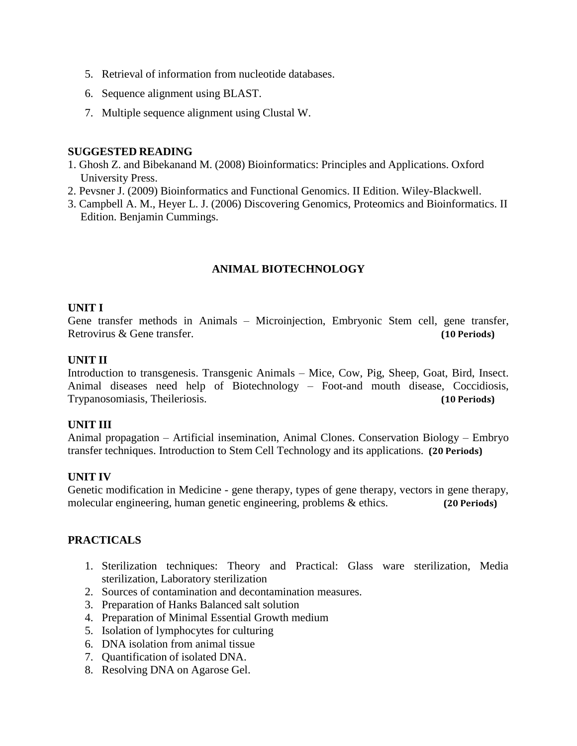5. Retrieval of information from nucleotide databases.
6. Sequence alignment using BLAST.
7. Multiple sequence alignment using Clustal W.

**SUGGESTED READING**

1. Ghosh Z. and Bibekanand M. (2008) Bioinformatics: Principles and Applications. Oxford University Press.
2. Pevsner J. (2009) Bioinformatics and Functional Genomics. II Edition. Wiley-Blackwell.
3. Campbell A. M., Heyer L. J. (2006) Discovering Genomics, Proteomics and Bioinformatics. II Edition. Benjamin Cummings.

## ANIMAL BIOTECHNOLOGY

**UNIT I**

Gene transfer methods in Animals – Microinjection, Embryonic Stem cell, gene transfer, Retrovirus & Gene transfer. **(10 Periods)**

**UNIT II**

Introduction to transgenesis. Transgenic Animals – Mice, Cow, Pig, Sheep, Goat, Bird, Insect. Animal diseases need help of Biotechnology – Foot-and mouth disease, Coccidiosis, Trypanosomiasis, Theileriosis. **(10 Periods)**

**UNIT III**

Animal propagation – Artificial insemination, Animal Clones. Conservation Biology – Embryo transfer techniques. Introduction to Stem Cell Technology and its applications. **(20 Periods)**

**UNIT IV**

Genetic modification in Medicine - gene therapy, types of gene therapy, vectors in gene therapy, molecular engineering, human genetic engineering, problems & ethics. **(20 Periods)**

**PRACTICALS**

1. Sterilization techniques: Theory and Practical: Glass ware sterilization, Media sterilization, Laboratory sterilization
2. Sources of contamination and decontamination measures.
3. Preparation of Hanks Balanced salt solution
4. Preparation of Minimal Essential Growth medium
5. Isolation of lymphocytes for culturing
6. DNA isolation from animal tissue
7. Quantification of isolated DNA.
8. Resolving DNA on Agarose Gel.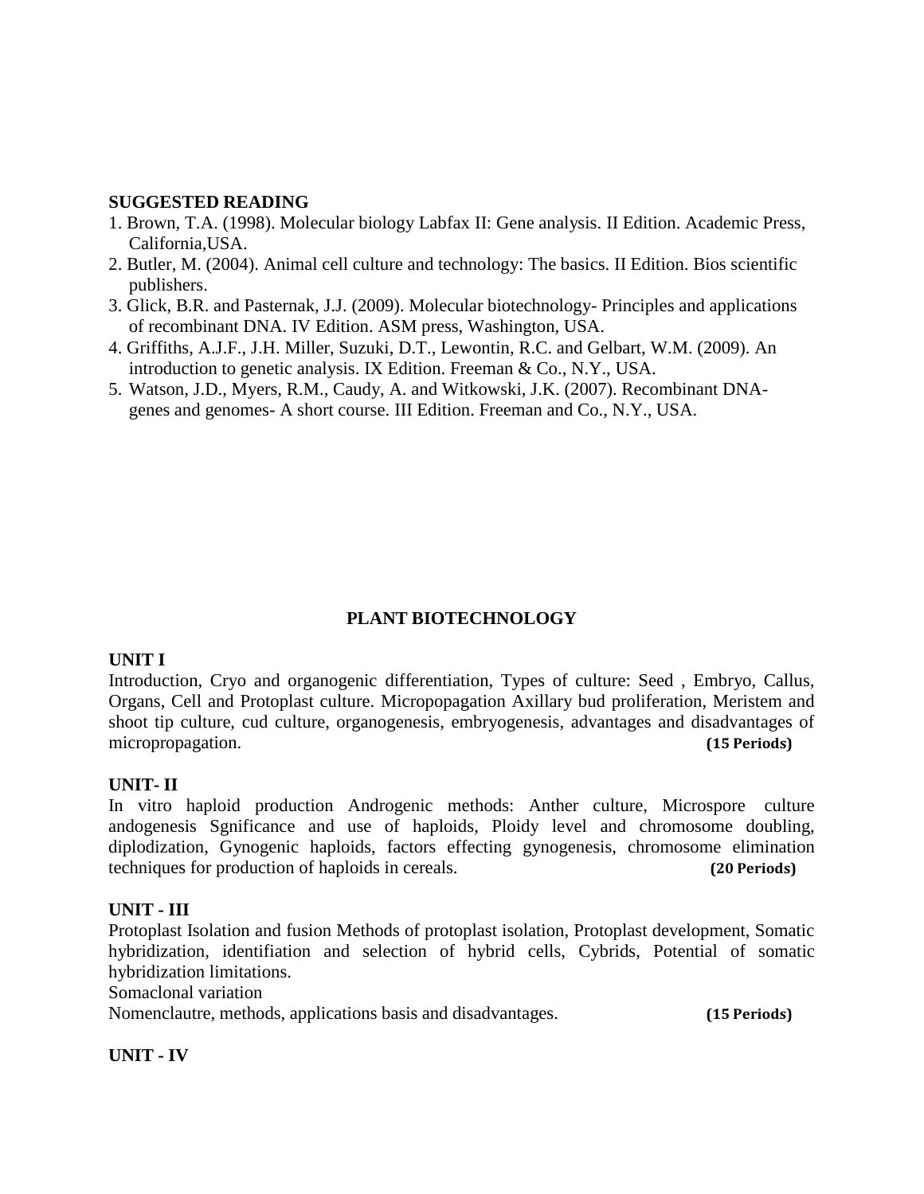**SUGGESTED READING**

1. Brown, T.A. (1998). Molecular biology Labfax II: Gene analysis. II Edition. Academic Press, California,USA.
2. Butler, M. (2004). Animal cell culture and technology: The basics. II Edition. Bios scientific publishers.
3. Glick, B.R. and Pasternak, J.J. (2009). Molecular biotechnology- Principles and applications of recombinant DNA. IV Edition. ASM press, Washington, USA.
4. Griffiths, A.J.F., J.H. Miller, Suzuki, D.T., Lewontin, R.C. and Gelbart, W.M. (2009). An introduction to genetic analysis. IX Edition. Freeman & Co., N.Y., USA.
5. Watson, J.D., Myers, R.M., Caudy, A. and Witkowski, J.K. (2007). Recombinant DNA-genes and genomes- A short course. III Edition. Freeman and Co., N.Y., USA.

## PLANT BIOTECHNOLOGY

**UNIT I**

Introduction, Cryo and organogenic differentiation, Types of culture: Seed , Embryo, Callus, Organs, Cell and Protoplast culture. Micropopagation Axillary bud proliferation, Meristem and shoot tip culture, cud culture, organogenesis, embryogenesis, advantages and disadvantages of micropropagation. **(15 Periods)**

**UNIT- II**

In vitro haploid production Androgenic methods: Anther culture, Microspore culture andogenesis Sgnificance and use of haploids, Ploidy level and chromosome doubling, diplodization, Gynogenic haploids, factors effecting gynogenesis, chromosome elimination techniques for production of haploids in cereals. **(20 Periods)**

**UNIT - III**

Protoplast Isolation and fusion Methods of protoplast isolation, Protoplast development, Somatic hybridization, identifiation and selection of hybrid cells, Cybrids, Potential of somatic hybridization limitations.

Somaclonal variation

Nomenclautre, methods, applications basis and disadvantages. **(15 Periods)**

**UNIT - IV**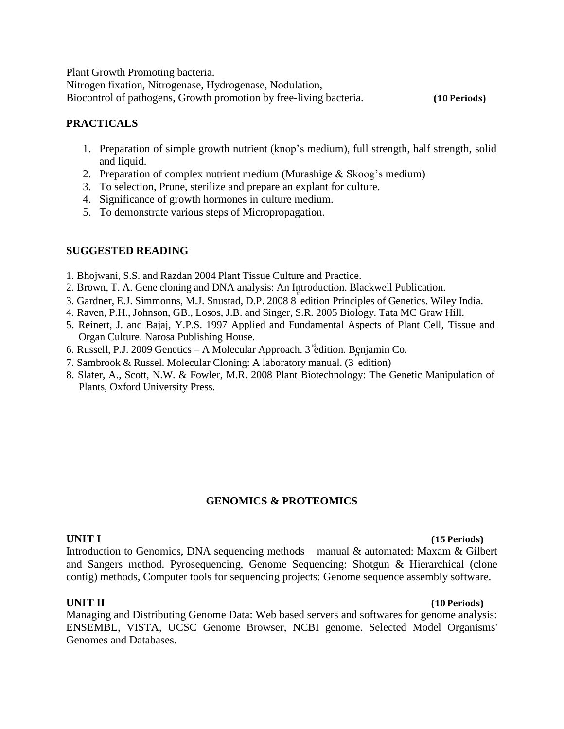Plant Growth Promoting bacteria.
Nitrogen fixation, Nitrogenase, Hydrogenase, Nodulation,
Biocontrol of pathogens, Growth promotion by free-living bacteria. **(10 Periods)**

## PRACTICALS

1. Preparation of simple growth nutrient (knop's medium), full strength, half strength, solid and liquid.
2. Preparation of complex nutrient medium (Murashige & Skoog's medium)
3. To selection, Prune, sterilize and prepare an explant for culture.
4. Significance of growth hormones in culture medium.
5. To demonstrate various steps of Micropropagation.

## SUGGESTED READING

1. Bhojwani, S.S. and Razdan 2004 Plant Tissue Culture and Practice.
2. Brown, T. A. Gene cloning and DNA analysis: An Introduction. Blackwell Publication.
3. Gardner, E.J. Simmonns, M.J. Snustad, D.P. 2008 8th edition Principles of Genetics. Wiley India.
4. Raven, P.H., Johnson, GB., Losos, J.B. and Singer, S.R. 2005 Biology. Tata MC Graw Hill.
5. Reinert, J. and Bajaj, Y.P.S. 1997 Applied and Fundamental Aspects of Plant Cell, Tissue and Organ Culture. Narosa Publishing House.
6. Russell, P.J. 2009 Genetics – A Molecular Approach. 3rd edition. Benjamin Co.
7. Sambrook & Russel. Molecular Cloning: A laboratory manual. (3rd edition)
8. Slater, A., Scott, N.W. & Fowler, M.R. 2008 Plant Biotechnology: The Genetic Manipulation of Plants, Oxford University Press.

# GENOMICS & PROTEOMICS

**UNIT I** **(15 Periods)**

Introduction to Genomics, DNA sequencing methods – manual & automated: Maxam & Gilbert and Sangers method. Pyrosequencing, Genome Sequencing: Shotgun & Hierarchical (clone contig) methods, Computer tools for sequencing projects: Genome sequence assembly software.

**UNIT II** **(10 Periods)**

Managing and Distributing Genome Data: Web based servers and softwares for genome analysis: ENSEMBL, VISTA, UCSC Genome Browser, NCBI genome. Selected Model Organisms' Genomes and Databases.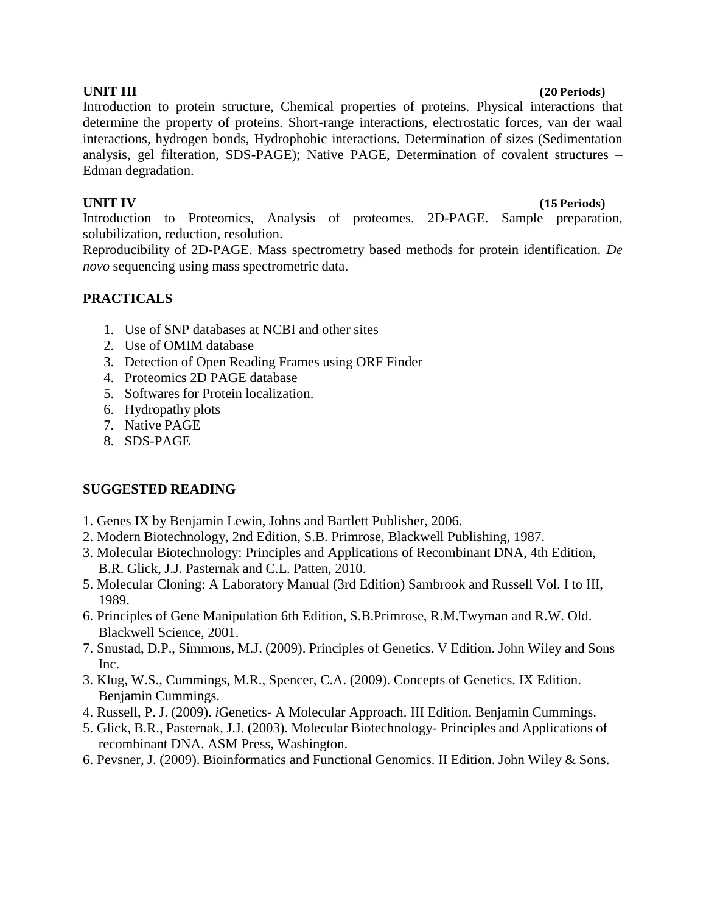**UNIT III** **(20 Periods)**

Introduction to protein structure, Chemical properties of proteins. Physical interactions that determine the property of proteins. Short-range interactions, electrostatic forces, van der waal interactions, hydrogen bonds, Hydrophobic interactions. Determination of sizes (Sedimentation analysis, gel filteration, SDS-PAGE); Native PAGE, Determination of covalent structures – Edman degradation.

**UNIT IV** **(15 Periods)**

Introduction to Proteomics, Analysis of proteomes. 2D-PAGE. Sample preparation, solubilization, reduction, resolution.

Reproducibility of 2D-PAGE. Mass spectrometry based methods for protein identification. *De novo* sequencing using mass spectrometric data.

## PRACTICALS

1. Use of SNP databases at NCBI and other sites
2. Use of OMIM database
3. Detection of Open Reading Frames using ORF Finder
4. Proteomics 2D PAGE database
5. Softwares for Protein localization.
6. Hydropathy plots
7. Native PAGE
8. SDS-PAGE

## SUGGESTED READING

1. Genes IX by Benjamin Lewin, Johns and Bartlett Publisher, 2006.
2. Modern Biotechnology, 2nd Edition, S.B. Primrose, Blackwell Publishing, 1987.
3. Molecular Biotechnology: Principles and Applications of Recombinant DNA, 4th Edition, B.R. Glick, J.J. Pasternak and C.L. Patten, 2010.
5. Molecular Cloning: A Laboratory Manual (3rd Edition) Sambrook and Russell Vol. I to III, 1989.
6. Principles of Gene Manipulation 6th Edition, S.B.Primrose, R.M.Twyman and R.W. Old. Blackwell Science, 2001.
7. Snustad, D.P., Simmons, M.J. (2009). Principles of Genetics. V Edition. John Wiley and Sons Inc.
3. Klug, W.S., Cummings, M.R., Spencer, C.A. (2009). Concepts of Genetics. IX Edition. Benjamin Cummings.
4. Russell, P. J. (2009). *i*Genetics- A Molecular Approach. III Edition. Benjamin Cummings.
5. Glick, B.R., Pasternak, J.J. (2003). Molecular Biotechnology- Principles and Applications of recombinant DNA. ASM Press, Washington.
6. Pevsner, J. (2009). Bioinformatics and Functional Genomics. II Edition. John Wiley & Sons.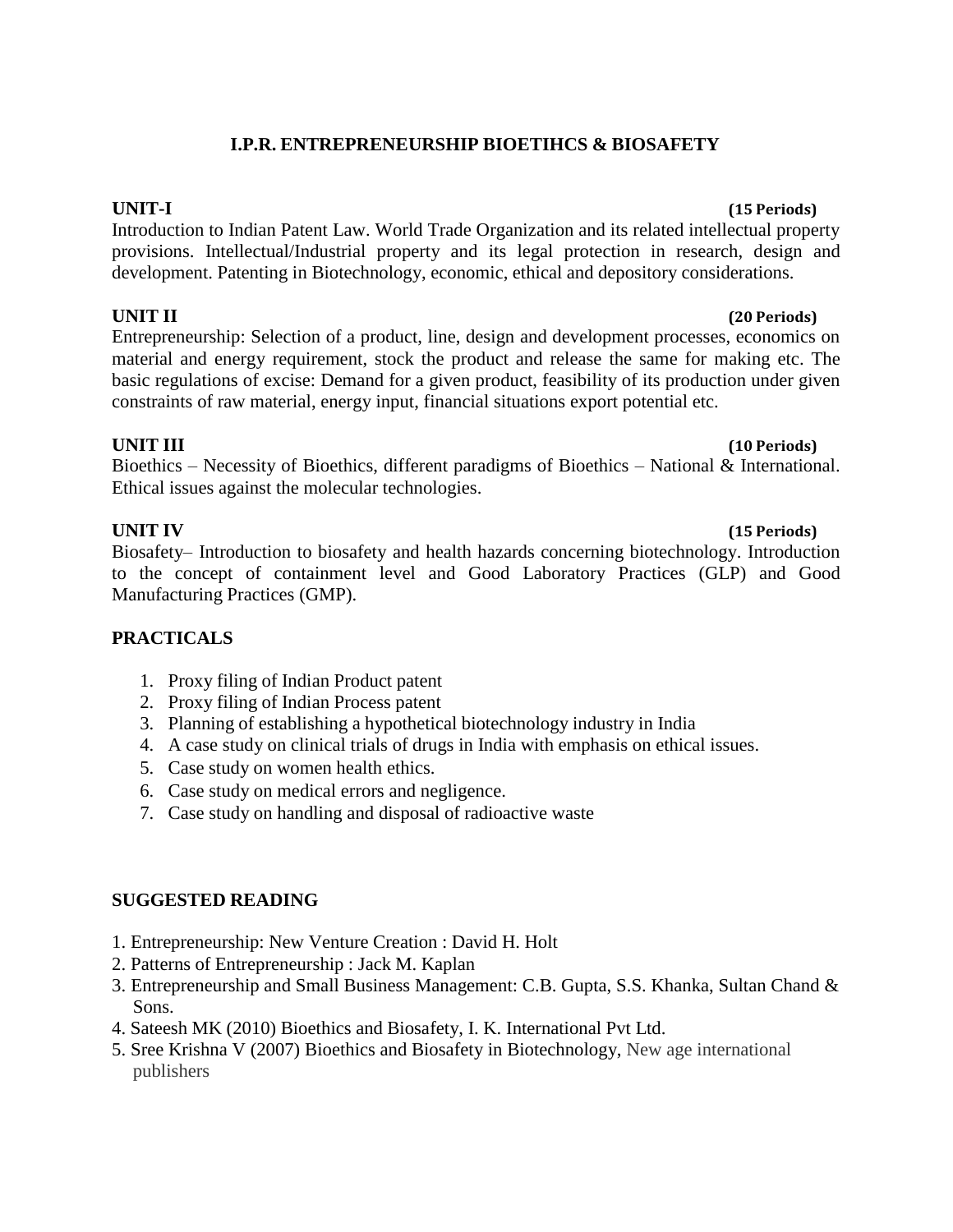# I.P.R. ENTREPRENEURSHIP BIOETIHCS & BIOSAFETY

**UNIT-I** **(15 Periods)**

Introduction to Indian Patent Law. World Trade Organization and its related intellectual property provisions. Intellectual/Industrial property and its legal protection in research, design and development. Patenting in Biotechnology, economic, ethical and depository considerations.

**UNIT II** **(20 Periods)**

Entrepreneurship: Selection of a product, line, design and development processes, economics on material and energy requirement, stock the product and release the same for making etc. The basic regulations of excise: Demand for a given product, feasibility of its production under given constraints of raw material, energy input, financial situations export potential etc.

**UNIT III** **(10 Periods)**

Bioethics – Necessity of Bioethics, different paradigms of Bioethics – National & International. Ethical issues against the molecular technologies.

**UNIT IV** **(15 Periods)**

Biosafety– Introduction to biosafety and health hazards concerning biotechnology. Introduction to the concept of containment level and Good Laboratory Practices (GLP) and Good Manufacturing Practices (GMP).

## PRACTICALS

1. Proxy filing of Indian Product patent
2. Proxy filing of Indian Process patent
3. Planning of establishing a hypothetical biotechnology industry in India
4. A case study on clinical trials of drugs in India with emphasis on ethical issues.
5. Case study on women health ethics.
6. Case study on medical errors and negligence.
7. Case study on handling and disposal of radioactive waste

## SUGGESTED READING

1. Entrepreneurship: New Venture Creation : David H. Holt
2. Patterns of Entrepreneurship : Jack M. Kaplan
3. Entrepreneurship and Small Business Management: C.B. Gupta, S.S. Khanka, Sultan Chand & Sons.
4. Sateesh MK (2010) Bioethics and Biosafety, I. K. International Pvt Ltd.
5. Sree Krishna V (2007) Bioethics and Biosafety in Biotechnology, New age international publishers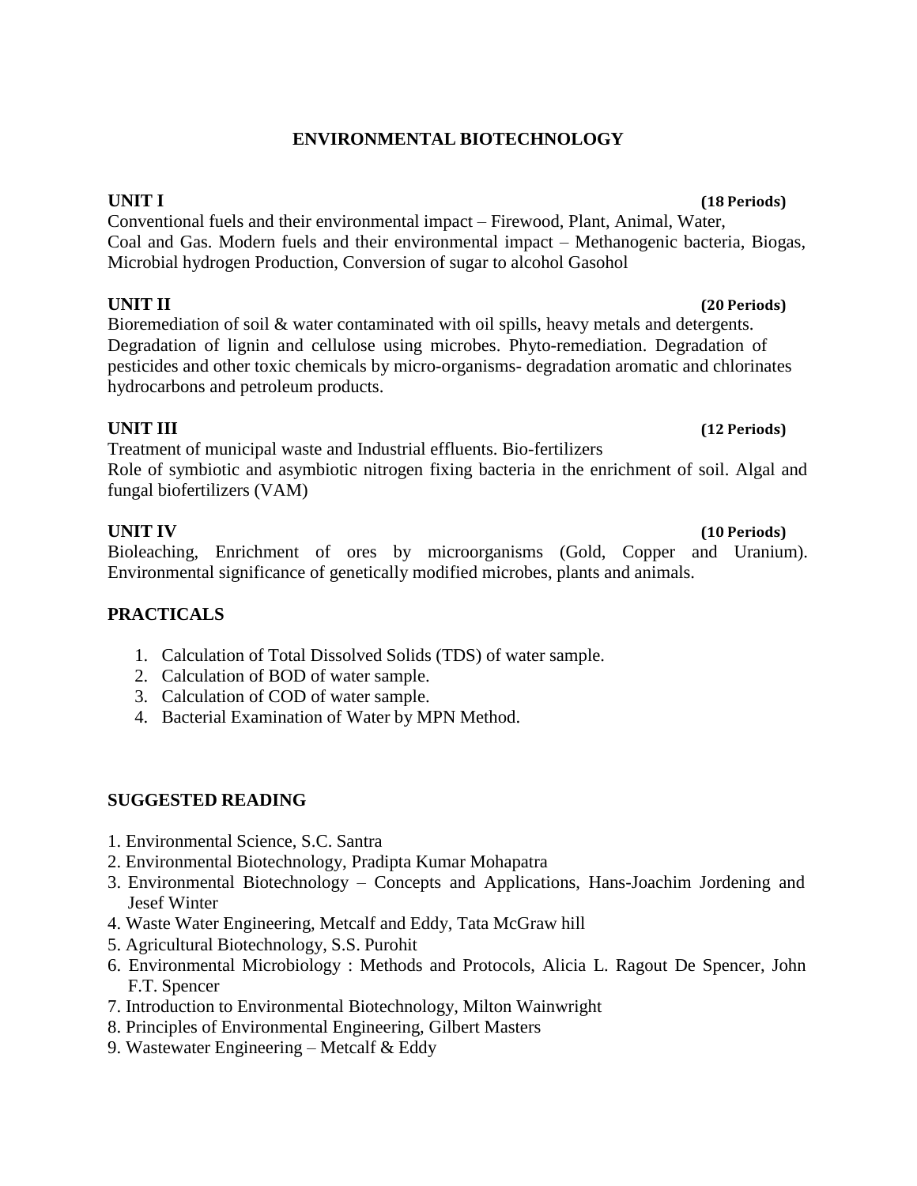# ENVIRONMENTAL BIOTECHNOLOGY

**UNIT I** **(18 Periods)**

Conventional fuels and their environmental impact – Firewood, Plant, Animal, Water, Coal and Gas. Modern fuels and their environmental impact – Methanogenic bacteria, Biogas, Microbial hydrogen Production, Conversion of sugar to alcohol Gasohol

**UNIT II** **(20 Periods)**

Bioremediation of soil & water contaminated with oil spills, heavy metals and detergents. Degradation of lignin and cellulose using microbes. Phyto-remediation. Degradation of pesticides and other toxic chemicals by micro-organisms- degradation aromatic and chlorinates hydrocarbons and petroleum products.

**UNIT III** **(12 Periods)**

Treatment of municipal waste and Industrial effluents. Bio-fertilizers

Role of symbiotic and asymbiotic nitrogen fixing bacteria in the enrichment of soil. Algal and fungal biofertilizers (VAM)

**UNIT IV** **(10 Periods)**

Bioleaching, Enrichment of ores by microorganisms (Gold, Copper and Uranium). Environmental significance of genetically modified microbes, plants and animals.

## PRACTICALS

1. Calculation of Total Dissolved Solids (TDS) of water sample.
2. Calculation of BOD of water sample.
3. Calculation of COD of water sample.
4. Bacterial Examination of Water by MPN Method.

## SUGGESTED READING

1. Environmental Science, S.C. Santra
2. Environmental Biotechnology, Pradipta Kumar Mohapatra
3. Environmental Biotechnology – Concepts and Applications, Hans-Joachim Jordening and Jesef Winter
4. Waste Water Engineering, Metcalf and Eddy, Tata McGraw hill
5. Agricultural Biotechnology, S.S. Purohit
6. Environmental Microbiology : Methods and Protocols, Alicia L. Ragout De Spencer, John F.T. Spencer
7. Introduction to Environmental Biotechnology, Milton Wainwright
8. Principles of Environmental Engineering, Gilbert Masters
9. Wastewater Engineering – Metcalf & Eddy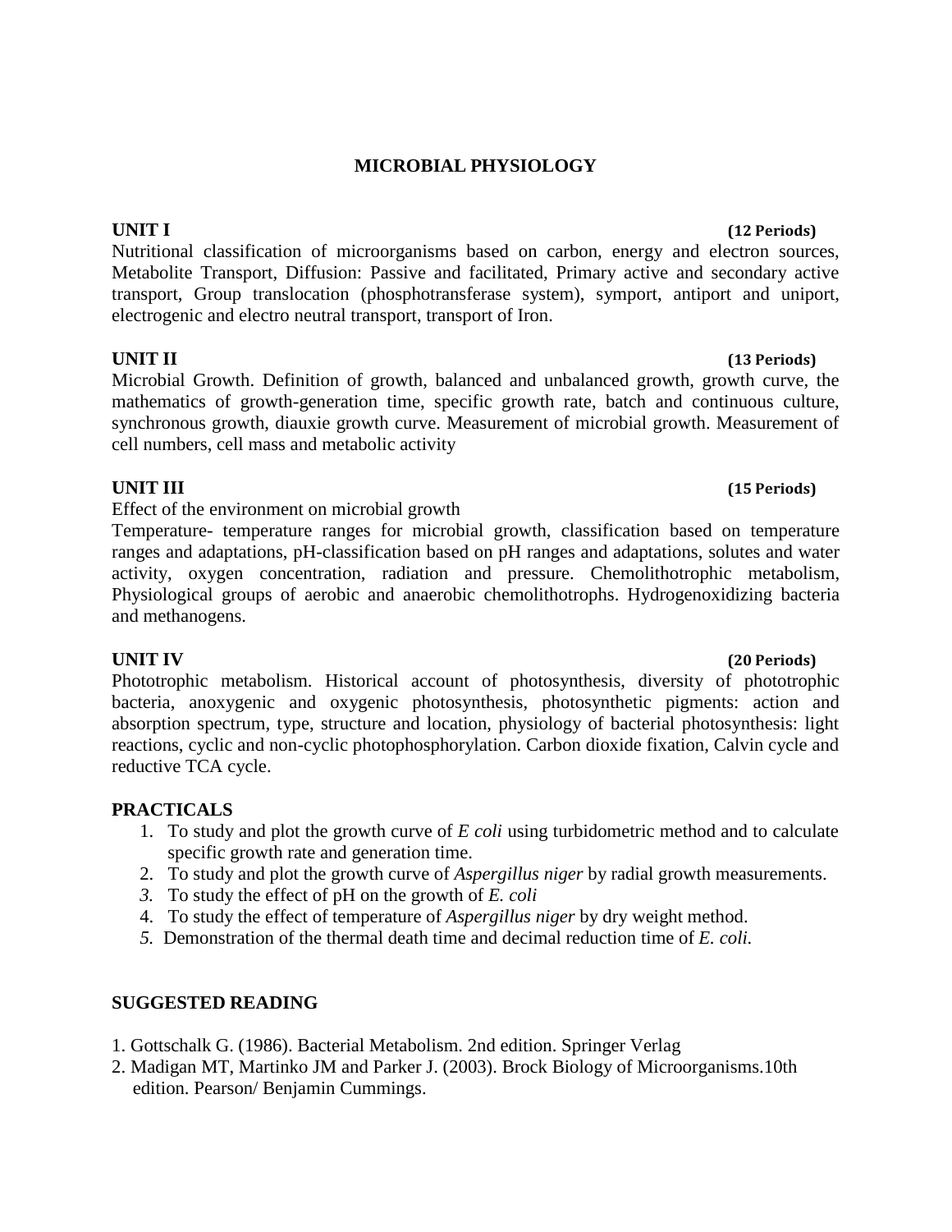# MICROBIAL PHYSIOLOGY

**UNIT I** **(12 Periods)**

Nutritional classification of microorganisms based on carbon, energy and electron sources, Metabolite Transport, Diffusion: Passive and facilitated, Primary active and secondary active transport, Group translocation (phosphotransferase system), symport, antiport and uniport, electrogenic and electro neutral transport, transport of Iron.

**UNIT II** **(13 Periods)**

Microbial Growth. Definition of growth, balanced and unbalanced growth, growth curve, the mathematics of growth-generation time, specific growth rate, batch and continuous culture, synchronous growth, diauxie growth curve. Measurement of microbial growth. Measurement of cell numbers, cell mass and metabolic activity

**UNIT III** **(15 Periods)**

Effect of the environment on microbial growth

Temperature- temperature ranges for microbial growth, classification based on temperature ranges and adaptations, pH-classification based on pH ranges and adaptations, solutes and water activity, oxygen concentration, radiation and pressure. Chemolithotrophic metabolism, Physiological groups of aerobic and anaerobic chemolithotrophs. Hydrogenoxidizing bacteria and methanogens.

**UNIT IV** **(20 Periods)**

Phototrophic metabolism. Historical account of photosynthesis, diversity of phototrophic bacteria, anoxygenic and oxygenic photosynthesis, photosynthetic pigments: action and absorption spectrum, type, structure and location, physiology of bacterial photosynthesis: light reactions, cyclic and non-cyclic photophosphorylation. Carbon dioxide fixation, Calvin cycle and reductive TCA cycle.

**PRACTICALS**

1. To study and plot the growth curve of *E coli* using turbidometric method and to calculate specific growth rate and generation time.
2. To study and plot the growth curve of *Aspergillus niger* by radial growth measurements.
3. To study the effect of pH on the growth of *E. coli*
4. To study the effect of temperature of *Aspergillus niger* by dry weight method.
5. Demonstration of the thermal death time and decimal reduction time of *E. coli.*

**SUGGESTED READING**

1. Gottschalk G. (1986). Bacterial Metabolism. 2nd edition. Springer Verlag
2. Madigan MT, Martinko JM and Parker J. (2003). Brock Biology of Microorganisms.10th edition. Pearson/ Benjamin Cummings.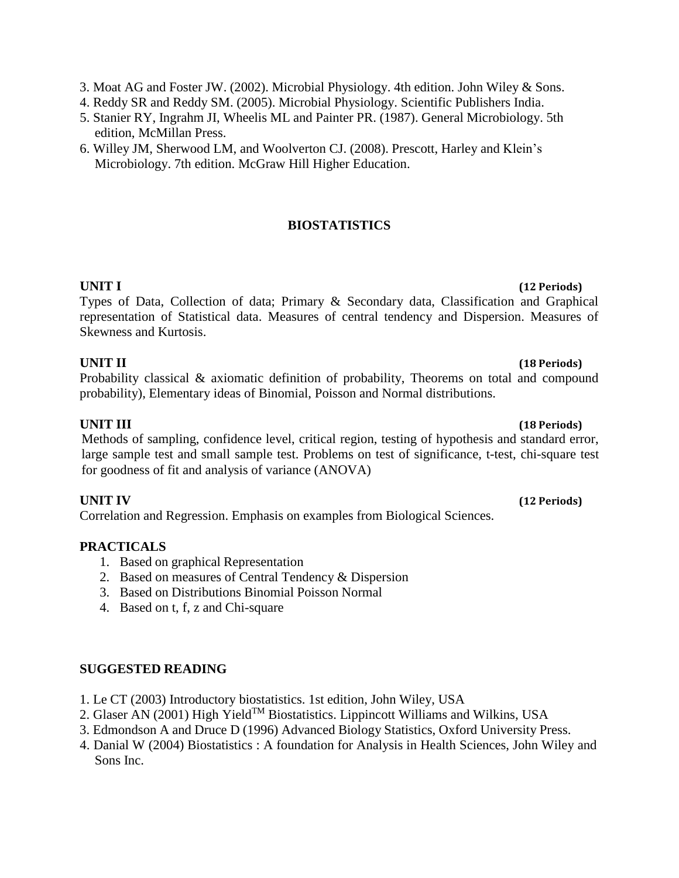3. Moat AG and Foster JW. (2002). Microbial Physiology. 4th edition. John Wiley & Sons.
4. Reddy SR and Reddy SM. (2005). Microbial Physiology. Scientific Publishers India.
5. Stanier RY, Ingrahm JI, Wheelis ML and Painter PR. (1987). General Microbiology. 5th edition, McMillan Press.
6. Willey JM, Sherwood LM, and Woolverton CJ. (2008). Prescott, Harley and Klein's Microbiology. 7th edition. McGraw Hill Higher Education.

## BIOSTATISTICS

**UNIT I** **(12 Periods)**

Types of Data, Collection of data; Primary & Secondary data, Classification and Graphical representation of Statistical data. Measures of central tendency and Dispersion. Measures of Skewness and Kurtosis.

**UNIT II** **(18 Periods)**

Probability classical & axiomatic definition of probability, Theorems on total and compound probability), Elementary ideas of Binomial, Poisson and Normal distributions.

**UNIT III** **(18 Periods)**

Methods of sampling, confidence level, critical region, testing of hypothesis and standard error, large sample test and small sample test. Problems on test of significance, t-test, chi-square test for goodness of fit and analysis of variance (ANOVA)

**UNIT IV** **(12 Periods)**

Correlation and Regression. Emphasis on examples from Biological Sciences.

### PRACTICALS

1. Based on graphical Representation
2. Based on measures of Central Tendency & Dispersion
3. Based on Distributions Binomial Poisson Normal
4. Based on t, f, z and Chi-square

### SUGGESTED READING

1. Le CT (2003) Introductory biostatistics. 1st edition, John Wiley, USA
2. Glaser AN (2001) High Yield™ Biostatistics. Lippincott Williams and Wilkins, USA
3. Edmondson A and Druce D (1996) Advanced Biology Statistics, Oxford University Press.
4. Danial W (2004) Biostatistics : A foundation for Analysis in Health Sciences, John Wiley and Sons Inc.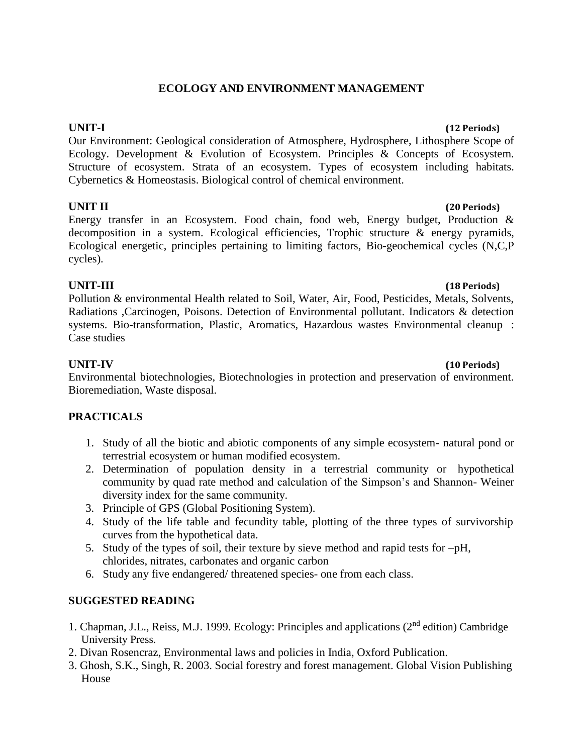# ECOLOGY AND ENVIRONMENT MANAGEMENT

**UNIT-I** **(12 Periods)**

Our Environment: Geological consideration of Atmosphere, Hydrosphere, Lithosphere Scope of Ecology. Development & Evolution of Ecosystem. Principles & Concepts of Ecosystem. Structure of ecosystem. Strata of an ecosystem. Types of ecosystem including habitats. Cybernetics & Homeostasis. Biological control of chemical environment.

**UNIT II** **(20 Periods)**

Energy transfer in an Ecosystem. Food chain, food web, Energy budget, Production & decomposition in a system. Ecological efficiencies, Trophic structure & energy pyramids, Ecological energetic, principles pertaining to limiting factors, Bio-geochemical cycles (N,C,P cycles).

**UNIT-III** **(18 Periods)**

Pollution & environmental Health related to Soil, Water, Air, Food, Pesticides, Metals, Solvents, Radiations ,Carcinogen, Poisons. Detection of Environmental pollutant. Indicators & detection systems. Bio-transformation, Plastic, Aromatics, Hazardous wastes Environmental cleanup : Case studies

**UNIT-IV** **(10 Periods)**

Environmental biotechnologies, Biotechnologies in protection and preservation of environment. Bioremediation, Waste disposal.

## PRACTICALS

1. Study of all the biotic and abiotic components of any simple ecosystem- natural pond or terrestrial ecosystem or human modified ecosystem.
2. Determination of population density in a terrestrial community or hypothetical community by quad rate method and calculation of the Simpson's and Shannon- Weiner diversity index for the same community.
3. Principle of GPS (Global Positioning System).
4. Study of the life table and fecundity table, plotting of the three types of survivorship curves from the hypothetical data.
5. Study of the types of soil, their texture by sieve method and rapid tests for –pH, chlorides, nitrates, carbonates and organic carbon
6. Study any five endangered/ threatened species- one from each class.

## SUGGESTED READING

1. Chapman, J.L., Reiss, M.J. 1999. Ecology: Principles and applications (2nd edition) Cambridge University Press.
2. Divan Rosencraz, Environmental laws and policies in India, Oxford Publication.
3. Ghosh, S.K., Singh, R. 2003. Social forestry and forest management. Global Vision Publishing House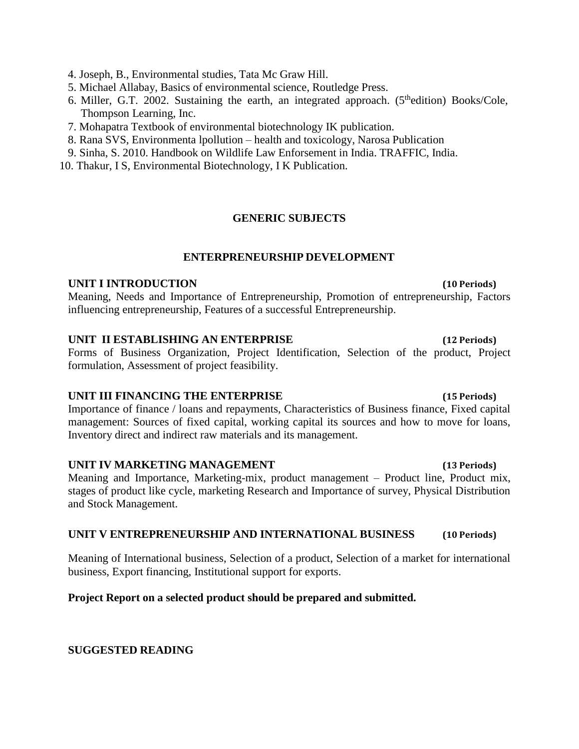4. Joseph, B., Environmental studies, Tata Mc Graw Hill.
5. Michael Allabay, Basics of environmental science, Routledge Press.
6. Miller, G.T. 2002. Sustaining the earth, an integrated approach. (5thedition) Books/Cole, Thompson Learning, Inc.
7. Mohapatra Textbook of environmental biotechnology IK publication.
8. Rana SVS, Environmenta lpollution – health and toxicology, Narosa Publication
9. Sinha, S. 2010. Handbook on Wildlife Law Enforsement in India. TRAFFIC, India.
10. Thakur, I S, Environmental Biotechnology, I K Publication.

## GENERIC SUBJECTS

## ENTERPRENEURSHIP DEVELOPMENT

**UNIT I INTRODUCTION (10 Periods)**

Meaning, Needs and Importance of Entrepreneurship, Promotion of entrepreneurship, Factors influencing entrepreneurship, Features of a successful Entrepreneurship.

**UNIT II ESTABLISHING AN ENTERPRISE (12 Periods)**

Forms of Business Organization, Project Identification, Selection of the product, Project formulation, Assessment of project feasibility.

**UNIT III FINANCING THE ENTERPRISE (15 Periods)**

Importance of finance / loans and repayments, Characteristics of Business finance, Fixed capital management: Sources of fixed capital, working capital its sources and how to move for loans, Inventory direct and indirect raw materials and its management.

**UNIT IV MARKETING MANAGEMENT (13 Periods)**

Meaning and Importance, Marketing-mix, product management – Product line, Product mix, stages of product like cycle, marketing Research and Importance of survey, Physical Distribution and Stock Management.

**UNIT V ENTREPRENEURSHIP AND INTERNATIONAL BUSINESS (10 Periods)**

Meaning of International business, Selection of a product, Selection of a market for international business, Export financing, Institutional support for exports.

**Project Report on a selected product should be prepared and submitted.**

**SUGGESTED READING**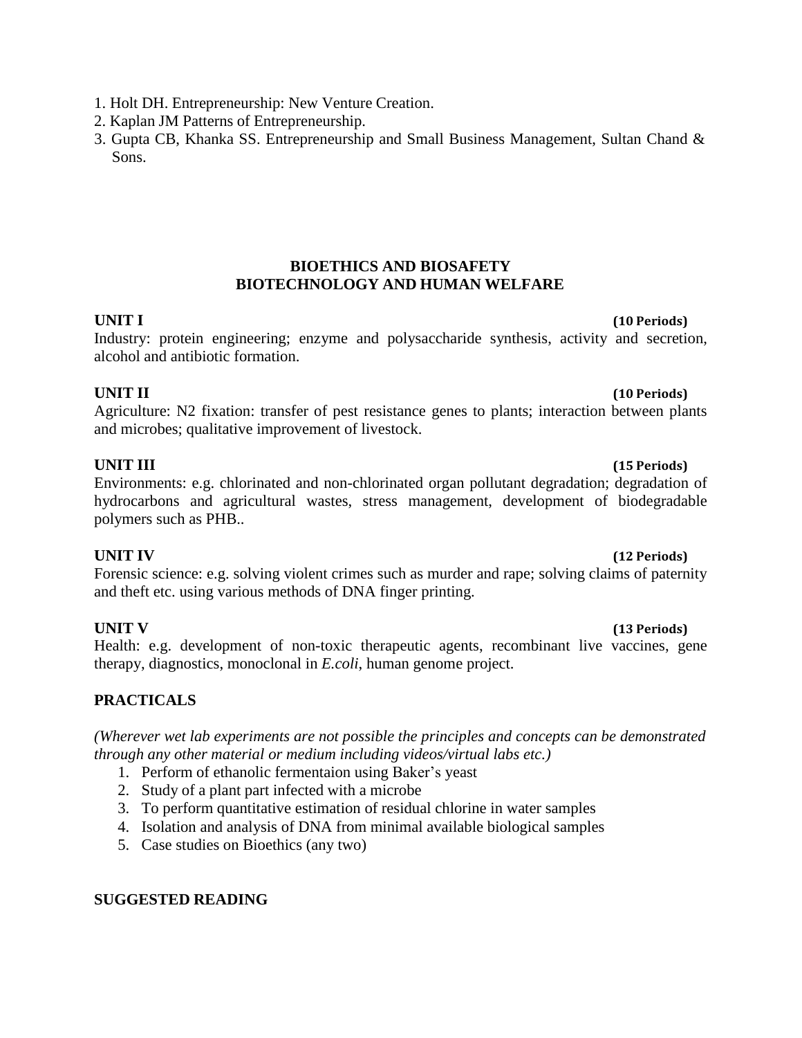1. Holt DH. Entrepreneurship: New Venture Creation.
2. Kaplan JM Patterns of Entrepreneurship.
3. Gupta CB, Khanka SS. Entrepreneurship and Small Business Management, Sultan Chand & Sons.

## BIOETHICS AND BIOSAFETY
## BIOTECHNOLOGY AND HUMAN WELFARE

**UNIT I** **(10 Periods)**

Industry: protein engineering; enzyme and polysaccharide synthesis, activity and secretion, alcohol and antibiotic formation.

**UNIT II** **(10 Periods)**

Agriculture: N2 fixation: transfer of pest resistance genes to plants; interaction between plants and microbes; qualitative improvement of livestock.

**UNIT III** **(15 Periods)**

Environments: e.g. chlorinated and non-chlorinated organ pollutant degradation; degradation of hydrocarbons and agricultural wastes, stress management, development of biodegradable polymers such as PHB..

**UNIT IV** **(12 Periods)**

Forensic science: e.g. solving violent crimes such as murder and rape; solving claims of paternity and theft etc. using various methods of DNA finger printing.

**UNIT V** **(13 Periods)**

Health: e.g. development of non-toxic therapeutic agents, recombinant live vaccines, gene therapy, diagnostics, monoclonal in *E.coli*, human genome project.

**PRACTICALS**

*(Wherever wet lab experiments are not possible the principles and concepts can be demonstrated through any other material or medium including videos/virtual labs etc.)*

1. Perform of ethanolic fermentaion using Baker's yeast
2. Study of a plant part infected with a microbe
3. To perform quantitative estimation of residual chlorine in water samples
4. Isolation and analysis of DNA from minimal available biological samples
5. Case studies on Bioethics (any two)

**SUGGESTED READING**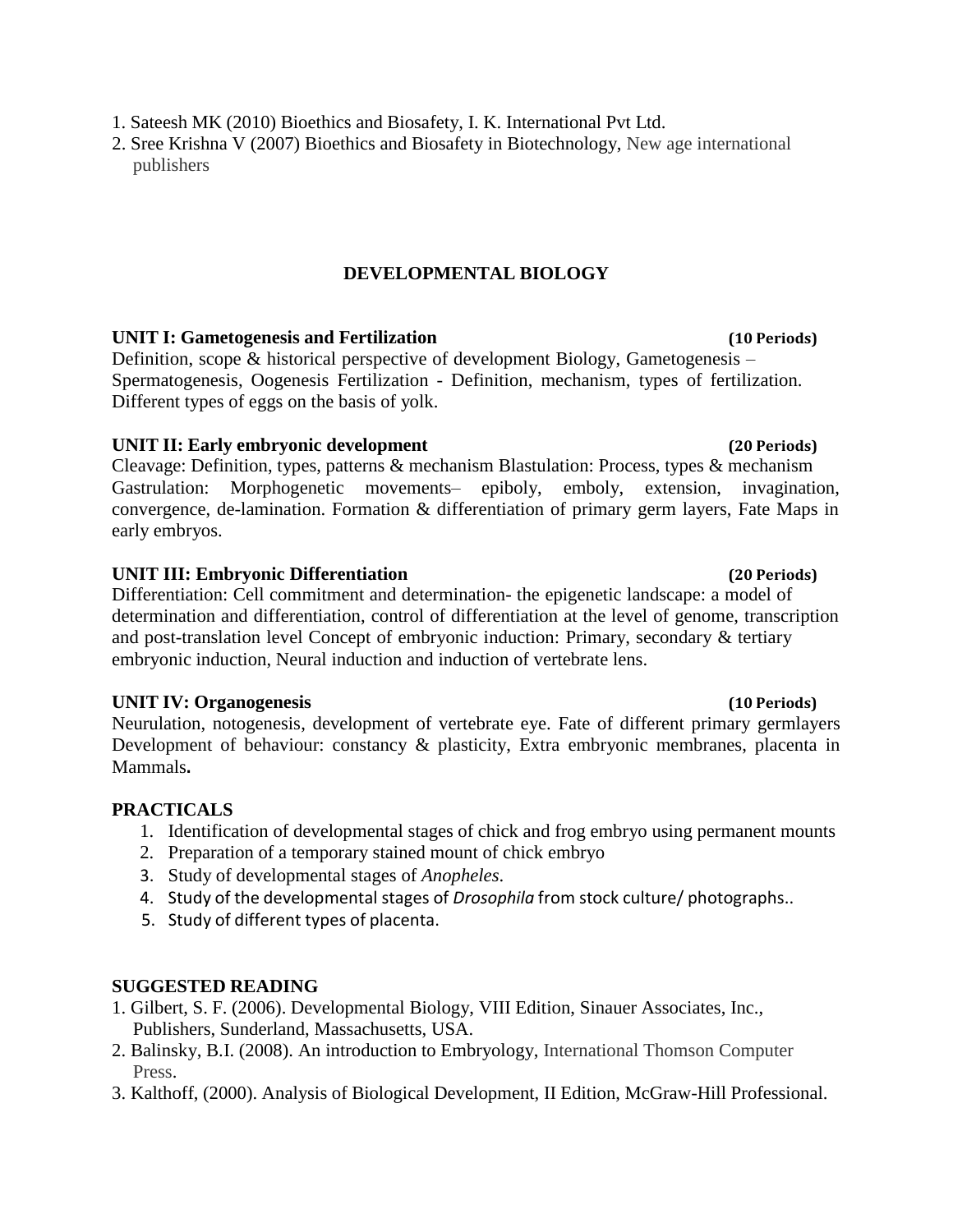1. Sateesh MK (2010) Bioethics and Biosafety, I. K. International Pvt Ltd.
2. Sree Krishna V (2007) Bioethics and Biosafety in Biotechnology, New age international publishers

## DEVELOPMENTAL BIOLOGY

**UNIT I: Gametogenesis and Fertilization** **(10 Periods)**

Definition, scope & historical perspective of development Biology, Gametogenesis – Spermatogenesis, Oogenesis Fertilization - Definition, mechanism, types of fertilization. Different types of eggs on the basis of yolk.

**UNIT II: Early embryonic development** **(20 Periods)**

Cleavage: Definition, types, patterns & mechanism Blastulation: Process, types & mechanism Gastrulation: Morphogenetic movements– epiboly, emboly, extension, invagination, convergence, de-lamination. Formation & differentiation of primary germ layers, Fate Maps in early embryos.

**UNIT III: Embryonic Differentiation** **(20 Periods)**

Differentiation: Cell commitment and determination- the epigenetic landscape: a model of determination and differentiation, control of differentiation at the level of genome, transcription and post-translation level Concept of embryonic induction: Primary, secondary & tertiary embryonic induction, Neural induction and induction of vertebrate lens.

**UNIT IV: Organogenesis** **(10 Periods)**

Neurulation, notogenesis, development of vertebrate eye. Fate of different primary germlayers Development of behaviour: constancy & plasticity, Extra embryonic membranes, placenta in Mammals**.**

**PRACTICALS**

1. Identification of developmental stages of chick and frog embryo using permanent mounts
2. Preparation of a temporary stained mount of chick embryo
3. Study of developmental stages of *Anopheles*.
4. Study of the developmental stages of *Drosophila* from stock culture/ photographs..
5. Study of different types of placenta.

**SUGGESTED READING**

1. Gilbert, S. F. (2006). Developmental Biology, VIII Edition, Sinauer Associates, Inc., Publishers, Sunderland, Massachusetts, USA.
2. Balinsky, B.I. (2008). An introduction to Embryology, International Thomson Computer Press.
3. Kalthoff, (2000). Analysis of Biological Development, II Edition, McGraw-Hill Professional.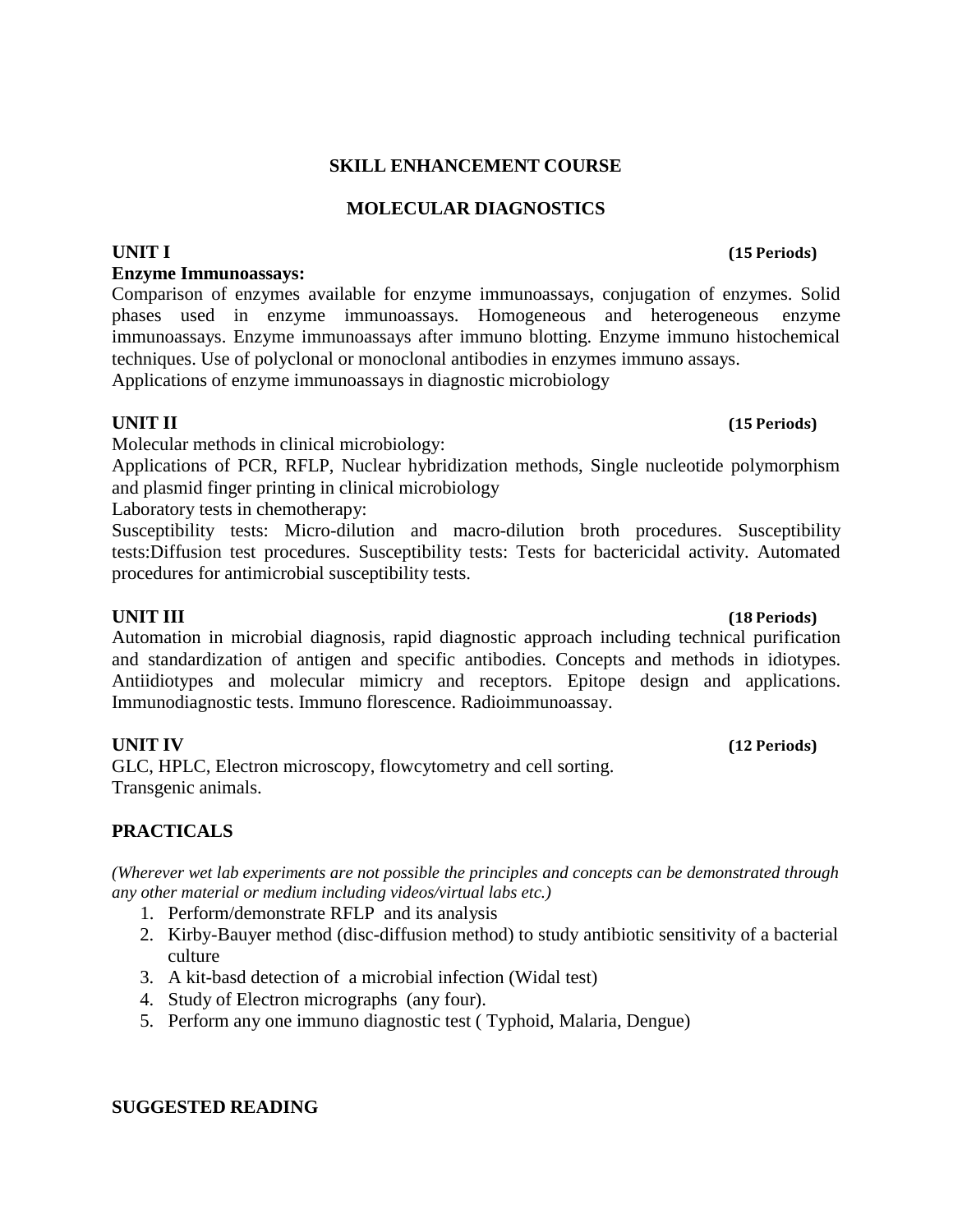## SKILL ENHANCEMENT COURSE

## MOLECULAR DIAGNOSTICS

**UNIT I** **(15 Periods)**

**Enzyme Immunoassays:**

Comparison of enzymes available for enzyme immunoassays, conjugation of enzymes. Solid phases used in enzyme immunoassays. Homogeneous and heterogeneous enzyme immunoassays. Enzyme immunoassays after immuno blotting. Enzyme immuno histochemical techniques. Use of polyclonal or monoclonal antibodies in enzymes immuno assays.
Applications of enzyme immunoassays in diagnostic microbiology

**UNIT II** **(15 Periods)**

Molecular methods in clinical microbiology:

Applications of PCR, RFLP, Nuclear hybridization methods, Single nucleotide polymorphism and plasmid finger printing in clinical microbiology

Laboratory tests in chemotherapy:

Susceptibility tests: Micro-dilution and macro-dilution broth procedures. Susceptibility tests:Diffusion test procedures. Susceptibility tests: Tests for bactericidal activity. Automated procedures for antimicrobial susceptibility tests.

**UNIT III** **(18 Periods)**

Automation in microbial diagnosis, rapid diagnostic approach including technical purification and standardization of antigen and specific antibodies. Concepts and methods in idiotypes. Antiidiotypes and molecular mimicry and receptors. Epitope design and applications. Immunodiagnostic tests. Immuno florescence. Radioimmunoassay.

**UNIT IV** **(12 Periods)**

GLC, HPLC, Electron microscopy, flowcytometry and cell sorting.
Transgenic animals.

## PRACTICALS

*(Wherever wet lab experiments are not possible the principles and concepts can be demonstrated through any other material or medium including videos/virtual labs etc.)*

1. Perform/demonstrate RFLP and its analysis
2. Kirby-Bauyer method (disc-diffusion method) to study antibiotic sensitivity of a bacterial culture
3. A kit-basd detection of a microbial infection (Widal test)
4. Study of Electron micrographs (any four).
5. Perform any one immuno diagnostic test ( Typhoid, Malaria, Dengue)

## SUGGESTED READING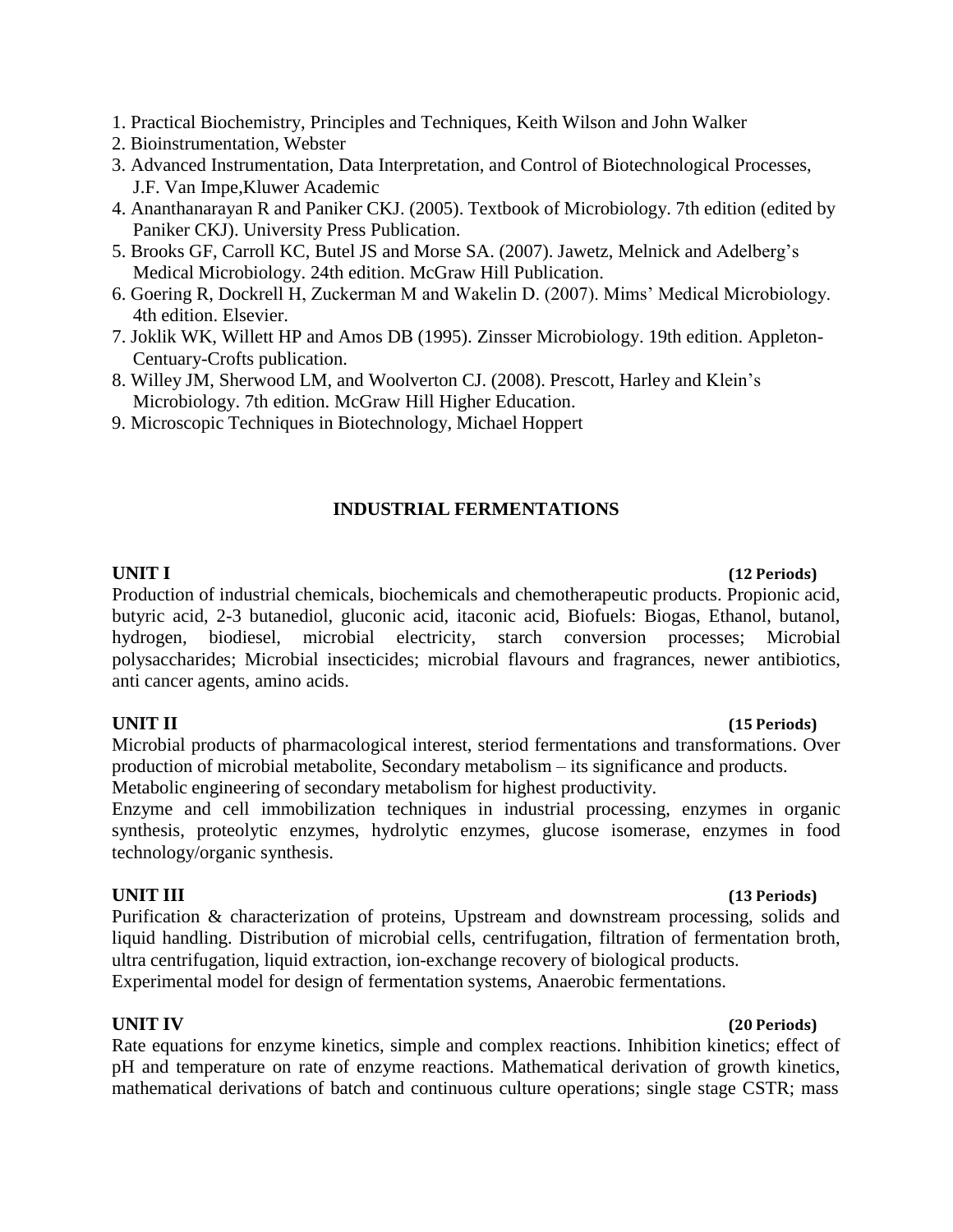1. Practical Biochemistry, Principles and Techniques, Keith Wilson and John Walker
2. Bioinstrumentation, Webster
3. Advanced Instrumentation, Data Interpretation, and Control of Biotechnological Processes, J.F. Van Impe,Kluwer Academic
4. Ananthanarayan R and Paniker CKJ. (2005). Textbook of Microbiology. 7th edition (edited by Paniker CKJ). University Press Publication.
5. Brooks GF, Carroll KC, Butel JS and Morse SA. (2007). Jawetz, Melnick and Adelberg's Medical Microbiology. 24th edition. McGraw Hill Publication.
6. Goering R, Dockrell H, Zuckerman M and Wakelin D. (2007). Mims' Medical Microbiology. 4th edition. Elsevier.
7. Joklik WK, Willett HP and Amos DB (1995). Zinsser Microbiology. 19th edition. Appleton-Centuary-Crofts publication.
8. Willey JM, Sherwood LM, and Woolverton CJ. (2008). Prescott, Harley and Klein's Microbiology. 7th edition. McGraw Hill Higher Education.
9. Microscopic Techniques in Biotechnology, Michael Hoppert

## INDUSTRIAL FERMENTATIONS

**UNIT I** **(12 Periods)**

Production of industrial chemicals, biochemicals and chemotherapeutic products. Propionic acid, butyric acid, 2-3 butanediol, gluconic acid, itaconic acid, Biofuels: Biogas, Ethanol, butanol, hydrogen, biodiesel, microbial electricity, starch conversion processes; Microbial polysaccharides; Microbial insecticides; microbial flavours and fragrances, newer antibiotics, anti cancer agents, amino acids.

**UNIT II** **(15 Periods)**

Microbial products of pharmacological interest, steriod fermentations and transformations. Over production of microbial metabolite, Secondary metabolism – its significance and products. Metabolic engineering of secondary metabolism for highest productivity.

Enzyme and cell immobilization techniques in industrial processing, enzymes in organic synthesis, proteolytic enzymes, hydrolytic enzymes, glucose isomerase, enzymes in food technology/organic synthesis.

**UNIT III** **(13 Periods)**

Purification & characterization of proteins, Upstream and downstream processing, solids and liquid handling. Distribution of microbial cells, centrifugation, filtration of fermentation broth, ultra centrifugation, liquid extraction, ion-exchange recovery of biological products.

Experimental model for design of fermentation systems, Anaerobic fermentations.

**UNIT IV** **(20 Periods)**

Rate equations for enzyme kinetics, simple and complex reactions. Inhibition kinetics; effect of pH and temperature on rate of enzyme reactions. Mathematical derivation of growth kinetics, mathematical derivations of batch and continuous culture operations; single stage CSTR; mass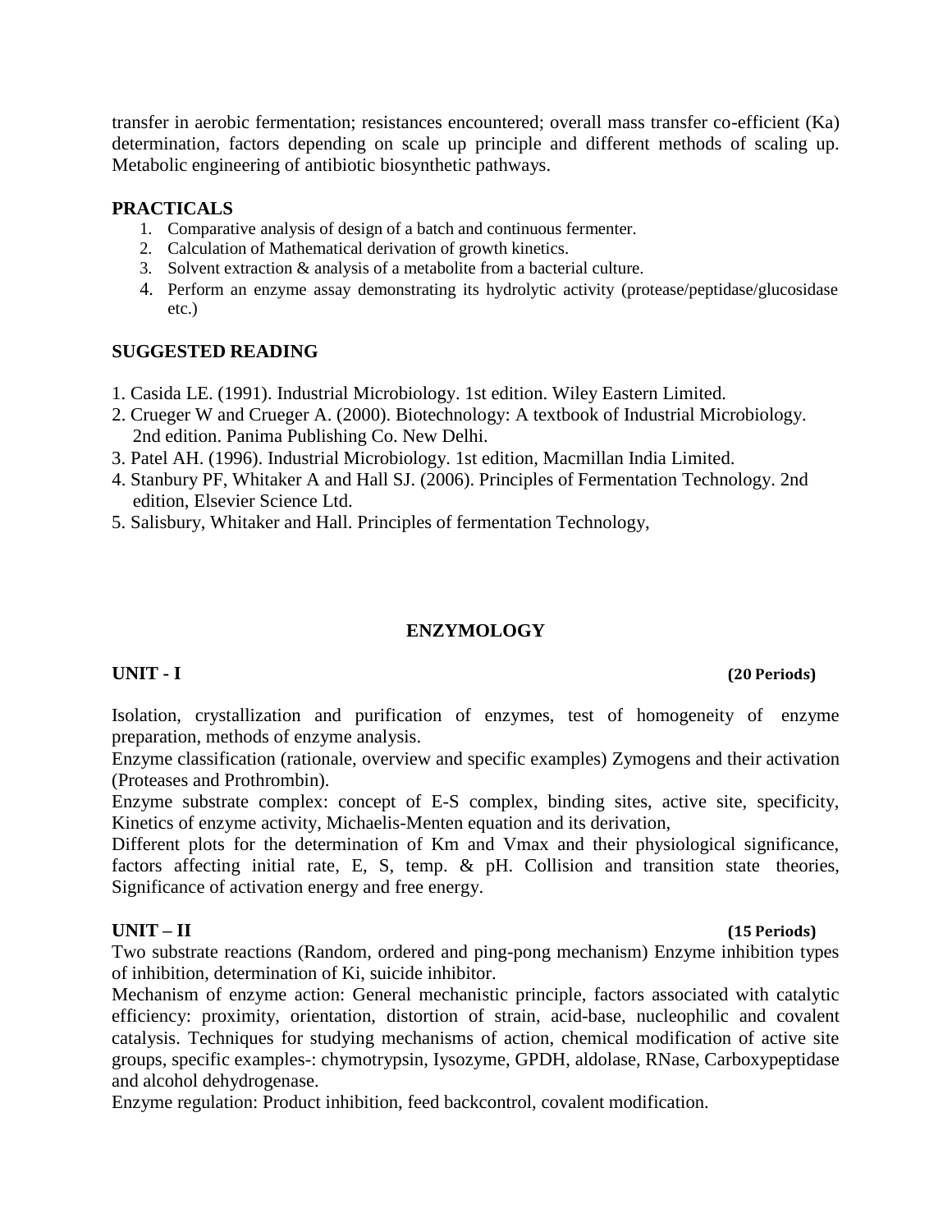transfer in aerobic fermentation; resistances encountered; overall mass transfer co-efficient (Ka) determination, factors depending on scale up principle and different methods of scaling up. Metabolic engineering of antibiotic biosynthetic pathways.

**PRACTICALS**

1. Comparative analysis of design of a batch and continuous fermenter.
2. Calculation of Mathematical derivation of growth kinetics.
3. Solvent extraction & analysis of a metabolite from a bacterial culture.
4. Perform an enzyme assay demonstrating its hydrolytic activity (protease/peptidase/glucosidase etc.)

**SUGGESTED READING**

1. Casida LE. (1991). Industrial Microbiology. 1st edition. Wiley Eastern Limited.
2. Crueger W and Crueger A. (2000). Biotechnology: A textbook of Industrial Microbiology. 2nd edition. Panima Publishing Co. New Delhi.
3. Patel AH. (1996). Industrial Microbiology. 1st edition, Macmillan India Limited.
4. Stanbury PF, Whitaker A and Hall SJ. (2006). Principles of Fermentation Technology. 2nd edition, Elsevier Science Ltd.
5. Salisbury, Whitaker and Hall. Principles of fermentation Technology,

## ENZYMOLOGY

**UNIT - I** **(20 Periods)**

Isolation, crystallization and purification of enzymes, test of homogeneity of enzyme preparation, methods of enzyme analysis.

Enzyme classification (rationale, overview and specific examples) Zymogens and their activation (Proteases and Prothrombin).

Enzyme substrate complex: concept of E-S complex, binding sites, active site, specificity, Kinetics of enzyme activity, Michaelis-Menten equation and its derivation,

Different plots for the determination of Km and Vmax and their physiological significance, factors affecting initial rate, E, S, temp. & pH. Collision and transition state theories, Significance of activation energy and free energy.

**UNIT – II** **(15 Periods)**

Two substrate reactions (Random, ordered and ping-pong mechanism) Enzyme inhibition types of inhibition, determination of Ki, suicide inhibitor.

Mechanism of enzyme action: General mechanistic principle, factors associated with catalytic efficiency: proximity, orientation, distortion of strain, acid-base, nucleophilic and covalent catalysis. Techniques for studying mechanisms of action, chemical modification of active site groups, specific examples-: chymotrypsin, Iysozyme, GPDH, aldolase, RNase, Carboxypeptidase and alcohol dehydrogenase.

Enzyme regulation: Product inhibition, feed backcontrol, covalent modification.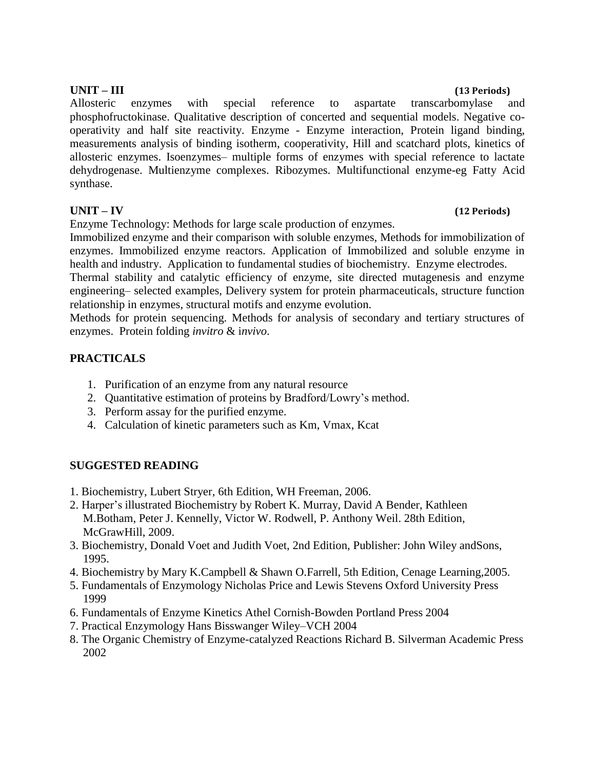**UNIT – III** **(13 Periods)**

Allosteric enzymes with special reference to aspartate transcarbomylase and phosphofructokinase. Qualitative description of concerted and sequential models. Negative co-operativity and half site reactivity. Enzyme - Enzyme interaction, Protein ligand binding, measurements analysis of binding isotherm, cooperativity, Hill and scatchard plots, kinetics of allosteric enzymes. Isoenzymes– multiple forms of enzymes with special reference to lactate dehydrogenase. Multienzyme complexes. Ribozymes. Multifunctional enzyme-eg Fatty Acid synthase.

**UNIT – IV** **(12 Periods)**

Enzyme Technology: Methods for large scale production of enzymes.

Immobilized enzyme and their comparison with soluble enzymes, Methods for immobilization of enzymes. Immobilized enzyme reactors. Application of Immobilized and soluble enzyme in health and industry. Application to fundamental studies of biochemistry. Enzyme electrodes.

Thermal stability and catalytic efficiency of enzyme, site directed mutagenesis and enzyme engineering– selected examples, Delivery system for protein pharmaceuticals, structure function relationship in enzymes, structural motifs and enzyme evolution.

Methods for protein sequencing. Methods for analysis of secondary and tertiary structures of enzymes. Protein folding *invitro* & i*nvivo*.

## PRACTICALS

1. Purification of an enzyme from any natural resource
2. Quantitative estimation of proteins by Bradford/Lowry's method.
3. Perform assay for the purified enzyme.
4. Calculation of kinetic parameters such as Km, Vmax, Kcat

## SUGGESTED READING

1. Biochemistry, Lubert Stryer, 6th Edition, WH Freeman, 2006.
2. Harper's illustrated Biochemistry by Robert K. Murray, David A Bender, Kathleen M.Botham, Peter J. Kennelly, Victor W. Rodwell, P. Anthony Weil. 28th Edition, McGrawHill, 2009.
3. Biochemistry, Donald Voet and Judith Voet, 2nd Edition, Publisher: John Wiley andSons, 1995.
4. Biochemistry by Mary K.Campbell & Shawn O.Farrell, 5th Edition, Cenage Learning,2005.
5. Fundamentals of Enzymology Nicholas Price and Lewis Stevens Oxford University Press 1999
6. Fundamentals of Enzyme Kinetics Athel Cornish-Bowden Portland Press 2004
7. Practical Enzymology Hans Bisswanger Wiley–VCH 2004
8. The Organic Chemistry of Enzyme-catalyzed Reactions Richard B. Silverman Academic Press 2002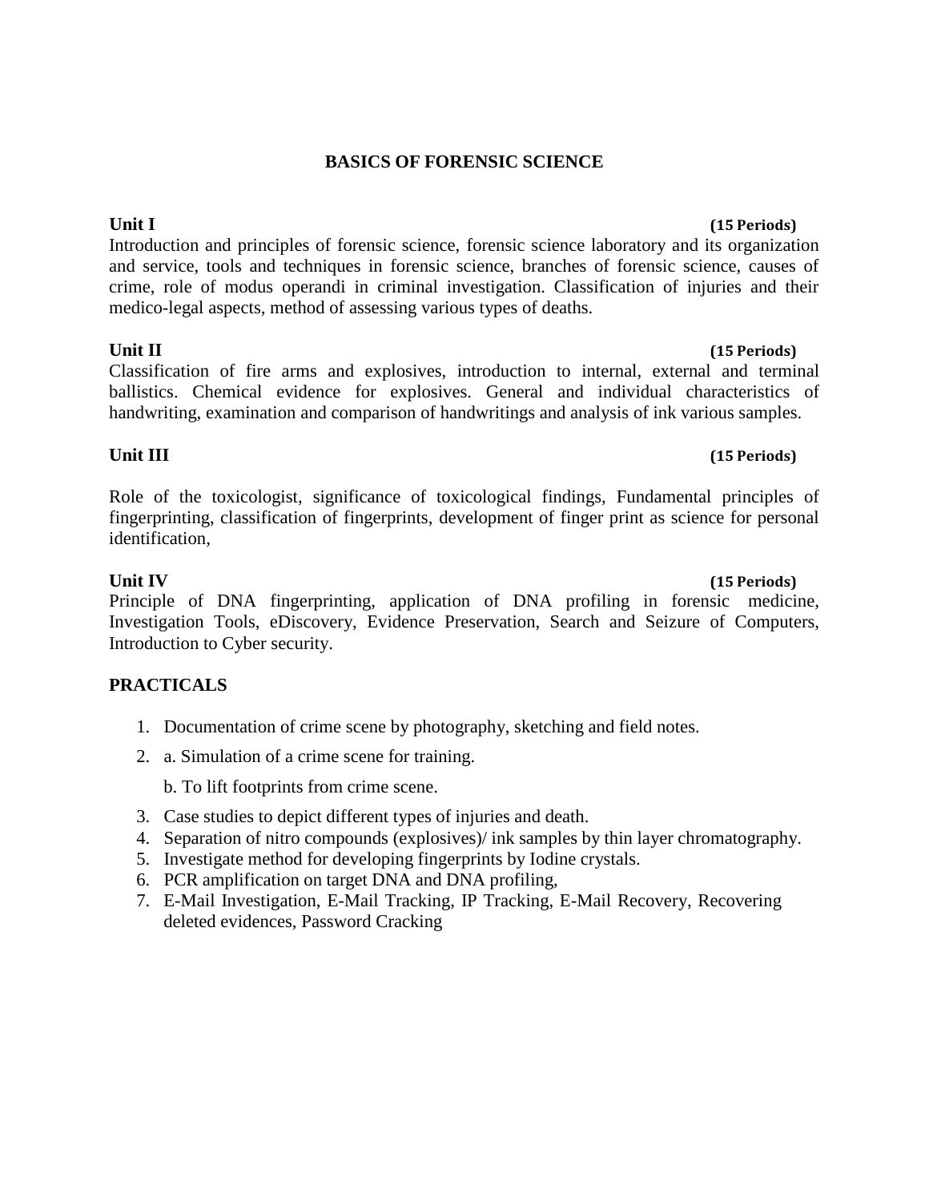# BASICS OF FORENSIC SCIENCE

**Unit I** **(15 Periods)**

Introduction and principles of forensic science, forensic science laboratory and its organization and service, tools and techniques in forensic science, branches of forensic science, causes of crime, role of modus operandi in criminal investigation. Classification of injuries and their medico-legal aspects, method of assessing various types of deaths.

**Unit II** **(15 Periods)**

Classification of fire arms and explosives, introduction to internal, external and terminal ballistics. Chemical evidence for explosives. General and individual characteristics of handwriting, examination and comparison of handwritings and analysis of ink various samples.

**Unit III** **(15 Periods)**

Role of the toxicologist, significance of toxicological findings, Fundamental principles of fingerprinting, classification of fingerprints, development of finger print as science for personal identification,

**Unit IV** **(15 Periods)**

Principle of DNA fingerprinting, application of DNA profiling in forensic medicine, Investigation Tools, eDiscovery, Evidence Preservation, Search and Seizure of Computers, Introduction to Cyber security.

## PRACTICALS

1. Documentation of crime scene by photography, sketching and field notes.
2. a. Simulation of a crime scene for training.

   b. To lift footprints from crime scene.
3. Case studies to depict different types of injuries and death.
4. Separation of nitro compounds (explosives)/ ink samples by thin layer chromatography.
5. Investigate method for developing fingerprints by Iodine crystals.
6. PCR amplification on target DNA and DNA profiling,
7. E-Mail Investigation, E-Mail Tracking, IP Tracking, E-Mail Recovery, Recovering deleted evidences, Password Cracking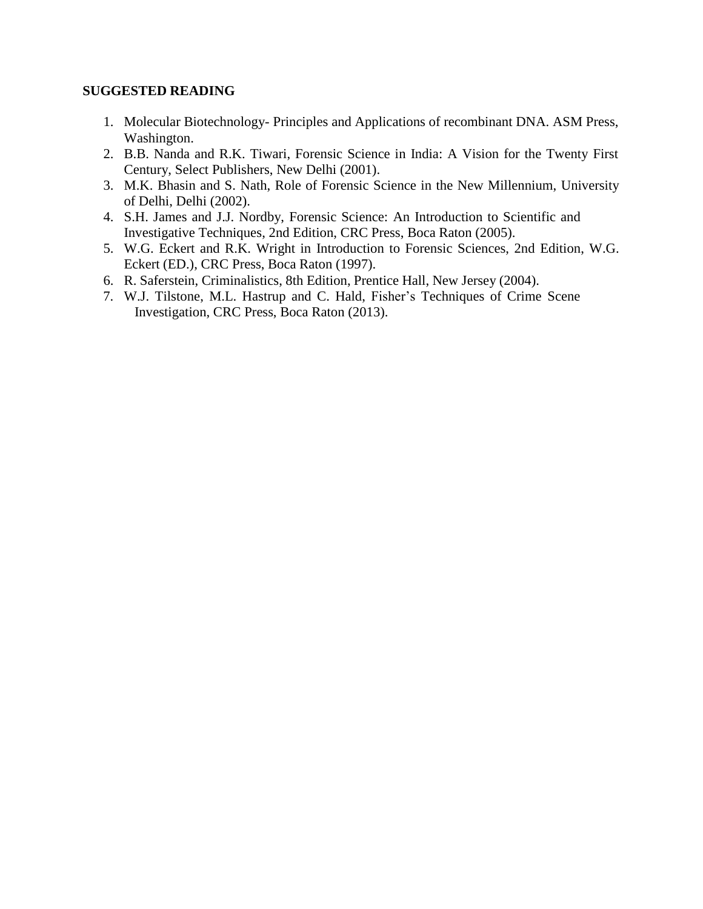**SUGGESTED READING**

1. Molecular Biotechnology- Principles and Applications of recombinant DNA. ASM Press, Washington.
2. B.B. Nanda and R.K. Tiwari, Forensic Science in India: A Vision for the Twenty First Century, Select Publishers, New Delhi (2001).
3. M.K. Bhasin and S. Nath, Role of Forensic Science in the New Millennium, University of Delhi, Delhi (2002).
4. S.H. James and J.J. Nordby, Forensic Science: An Introduction to Scientific and Investigative Techniques, 2nd Edition, CRC Press, Boca Raton (2005).
5. W.G. Eckert and R.K. Wright in Introduction to Forensic Sciences, 2nd Edition, W.G. Eckert (ED.), CRC Press, Boca Raton (1997).
6. R. Saferstein, Criminalistics, 8th Edition, Prentice Hall, New Jersey (2004).
7. W.J. Tilstone, M.L. Hastrup and C. Hald, Fisher's Techniques of Crime Scene Investigation, CRC Press, Boca Raton (2013).